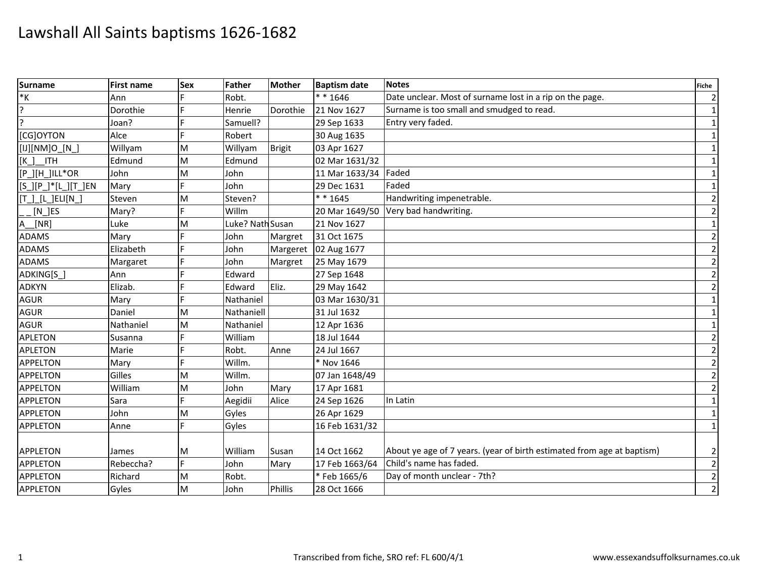# Lawshall All Saints baptisms 1626-1682

| Surname | First name | Sex | Father | Mother | Baptism date | Notes | Fiche |
|---|---|---|---|---|---|---|---|
| *K | Ann | F | Robt. | | * * 1646 | Date unclear. Most of surname lost in a rip on the page. | 2 |
| ? | Dorothie | F | Henrie | Dorothie | 21 Nov 1627 | Surname is too small and smudged to read. | 1 |
| ? | Joan? | F | Samuell? | | 29 Sep 1633 | Entry very faded. | 1 |
| [CG]OYTON | Alce | F | Robert | | 30 Aug 1635 | | 1 |
| [IJ][NM]O_[N_] | Willyam | M | Willyam | Brigit | 03 Apr 1627 | | 1 |
| [K_]__ITH | Edmund | M | Edmund | | 02 Mar 1631/32 | | 1 |
| [P_][H_]ILL*OR | John | M | John | | 11 Mar 1633/34 | Faded | 1 |
| [S_][P_]*[L_][T_]EN | Mary | F | John | | 29 Dec 1631 | Faded | 1 |
| [T_]_[L_]ELI[N_] | Steven | M | Steven? | | * * 1645 | Handwriting impenetrable. | 2 |
| _ _ [N_]ES | Mary? | F | Willm | | 20 Mar 1649/50 | Very bad handwriting. | 2 |
| A__[NR] | Luke | M | Luke? Nath | Susan | 21 Nov 1627 | | 1 |
| ADAMS | Mary | F | John | Margret | 31 Oct 1675 | | 2 |
| ADAMS | Elizabeth | F | John | Margeret | 02 Aug 1677 | | 2 |
| ADAMS | Margaret | F | John | Margret | 25 May 1679 | | 2 |
| ADKING[S_] | Ann | F | Edward | | 27 Sep 1648 | | 2 |
| ADKYN | Elizab. | F | Edward | Eliz. | 29 May 1642 | | 2 |
| AGUR | Mary | F | Nathaniel | | 03 Mar 1630/31 | | 1 |
| AGUR | Daniel | M | Nathaniell | | 31 Jul 1632 | | 1 |
| AGUR | Nathaniel | M | Nathaniel | | 12 Apr 1636 | | 1 |
| APLETON | Susanna | F | William | | 18 Jul 1644 | | 2 |
| APLETON | Marie | F | Robt. | Anne | 24 Jul 1667 | | 2 |
| APPELTON | Mary | F | Willm. | | * Nov 1646 | | 2 |
| APPELTON | Gilles | M | Willm. | | 07 Jan 1648/49 | | 2 |
| APPELTON | William | M | John | Mary | 17 Apr 1681 | | 2 |
| APPLETON | Sara | F | Aegidii | Alice | 24 Sep 1626 | In Latin | 1 |
| APPLETON | John | M | Gyles | | 26 Apr 1629 | | 1 |
| APPLETON | Anne | F | Gyles | | 16 Feb 1631/32 | | 1 |
| APPLETON | James | M | William | Susan | 14 Oct 1662 | About ye age of 7 years. (year of birth estimated from age at baptism) | 2 |
| APPLETON | Rebeccha? | F | John | Mary | 17 Feb 1663/64 | Child's name has faded. | 2 |
| APPLETON | Richard | M | Robt. | | * Feb 1665/6 | Day of month unclear - 7th? | 2 |
| APPLETON | Gyles | M | John | Phillis | 28 Oct 1666 | | 2 |

Transcribed from fiche, SRO ref: FL 600/4/1

www.essexandsuffolksurnames.co.uk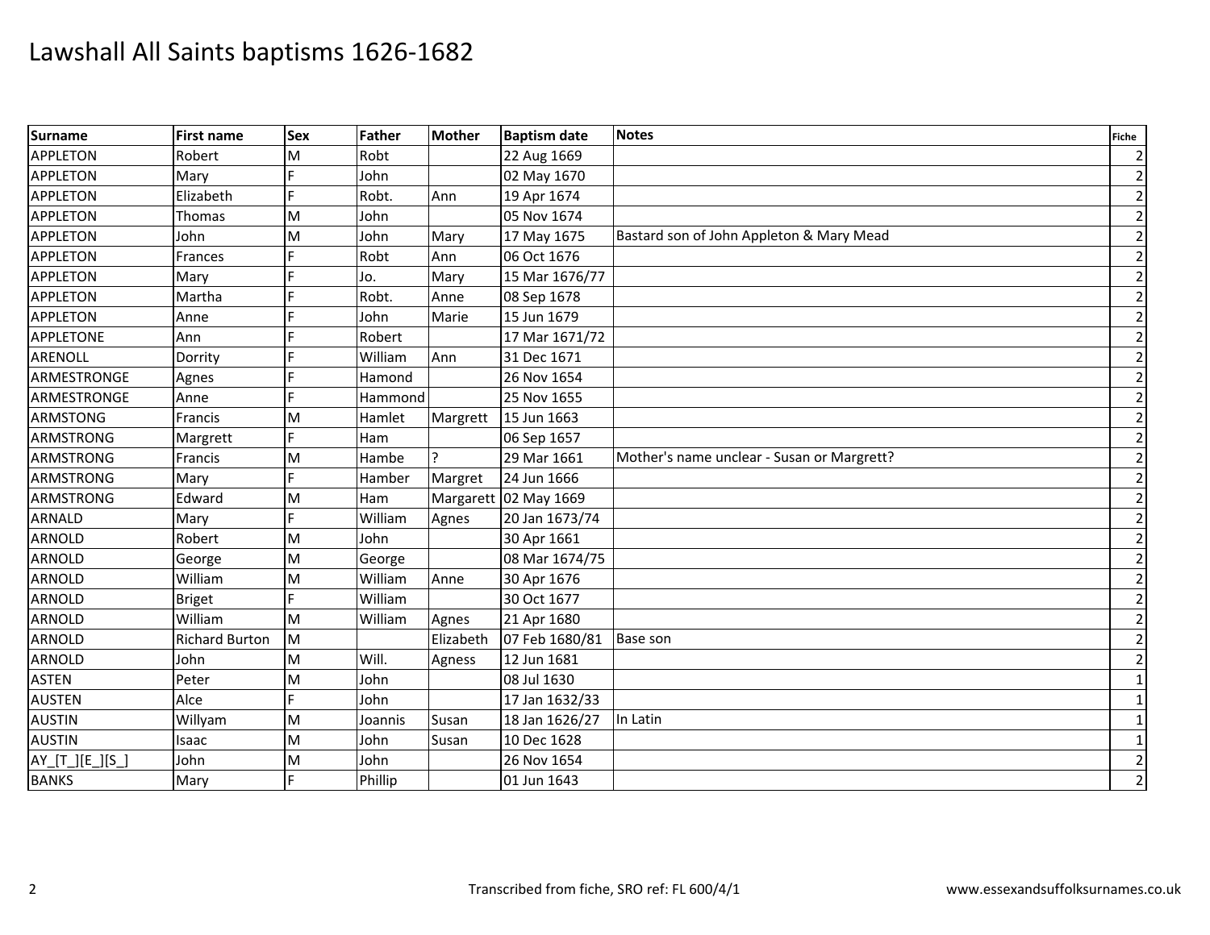# Lawshall All Saints baptisms 1626-1682

| Surname | First name | Sex | Father | Mother | Baptism date | Notes | Fiche |
|---|---|---|---|---|---|---|---|
| APPLETON | Robert | M | Robt | | 22 Aug 1669 | | 2 |
| APPLETON | Mary | F | John | | 02 May 1670 | | 2 |
| APPLETON | Elizabeth | F | Robt. | Ann | 19 Apr 1674 | | 2 |
| APPLETON | Thomas | M | John | | 05 Nov 1674 | | 2 |
| APPLETON | John | M | John | Mary | 17 May 1675 | Bastard son of John Appleton & Mary Mead | 2 |
| APPLETON | Frances | F | Robt | Ann | 06 Oct 1676 | | 2 |
| APPLETON | Mary | F | Jo. | Mary | 15 Mar 1676/77 | | 2 |
| APPLETON | Martha | F | Robt. | Anne | 08 Sep 1678 | | 2 |
| APPLETON | Anne | F | John | Marie | 15 Jun 1679 | | 2 |
| APPLETONE | Ann | F | Robert | | 17 Mar 1671/72 | | 2 |
| ARENOLL | Dorrity | F | William | Ann | 31 Dec 1671 | | 2 |
| ARMESTRONGE | Agnes | F | Hamond | | 26 Nov 1654 | | 2 |
| ARMESTRONGE | Anne | F | Hammond | | 25 Nov 1655 | | 2 |
| ARMSTONG | Francis | M | Hamlet | Margrett | 15 Jun 1663 | | 2 |
| ARMSTRONG | Margrett | F | Ham | | 06 Sep 1657 | | 2 |
| ARMSTRONG | Francis | M | Hambe | ? | 29 Mar 1661 | Mother's name unclear - Susan or Margrett? | 2 |
| ARMSTRONG | Mary | F | Hamber | Margret | 24 Jun 1666 | | 2 |
| ARMSTRONG | Edward | M | Ham | Margarett | 02 May 1669 | | 2 |
| ARNALD | Mary | F | William | Agnes | 20 Jan 1673/74 | | 2 |
| ARNOLD | Robert | M | John | | 30 Apr 1661 | | 2 |
| ARNOLD | George | M | George | | 08 Mar 1674/75 | | 2 |
| ARNOLD | William | M | William | Anne | 30 Apr 1676 | | 2 |
| ARNOLD | Briget | F | William | | 30 Oct 1677 | | 2 |
| ARNOLD | William | M | William | Agnes | 21 Apr 1680 | | 2 |
| ARNOLD | Richard Burton | M | | Elizabeth | 07 Feb 1680/81 | Base son | 2 |
| ARNOLD | John | M | Will. | Agness | 12 Jun 1681 | | 2 |
| ASTEN | Peter | M | John | | 08 Jul 1630 | | 1 |
| AUSTEN | Alce | F | John | | 17 Jan 1632/33 | | 1 |
| AUSTIN | Willyam | M | Joannis | Susan | 18 Jan 1626/27 | In Latin | 1 |
| AUSTIN | Isaac | M | John | Susan | 10 Dec 1628 | | 1 |
| AY_[T_][E_][S_] | John | M | John | | 26 Nov 1654 | | 2 |
| BANKS | Mary | F | Phillip | | 01 Jun 1643 | | 2 |

Transcribed from fiche, SRO ref: FL 600/4/1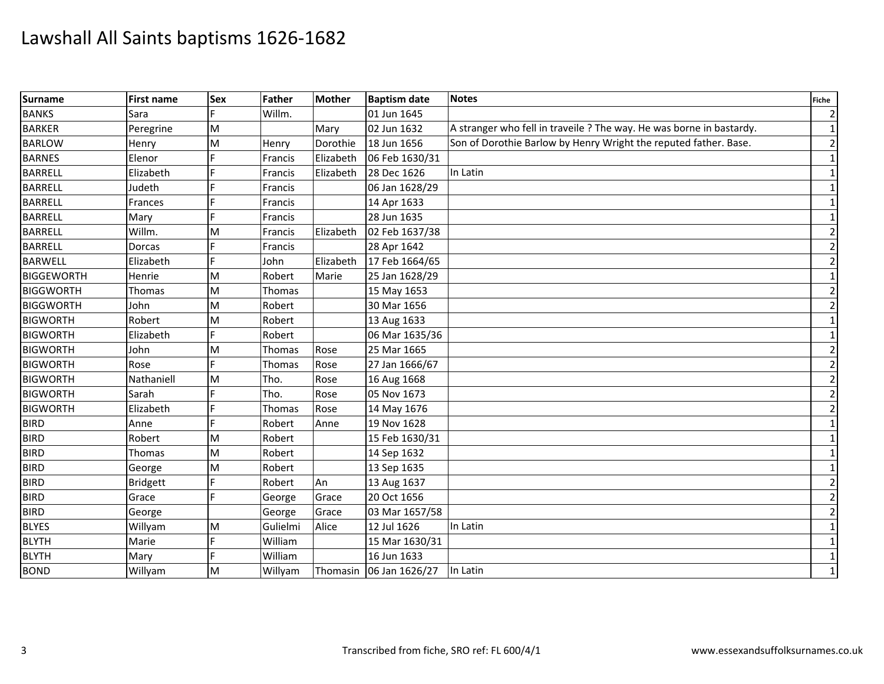# Lawshall All Saints baptisms 1626-1682

| Surname | First name | Sex | Father | Mother | Baptism date | Notes | Fiche |
|---|---|---|---|---|---|---|---|
| BANKS | Sara | F | Willm. | | 01 Jun 1645 | | 2 |
| BARKER | Peregrine | M | | Mary | 02 Jun 1632 | A stranger who fell in traveile ? The way. He was borne in bastardy. | 1 |
| BARLOW | Henry | M | Henry | Dorothie | 18 Jun 1656 | Son of Dorothie Barlow by Henry Wright the reputed father. Base. | 2 |
| BARNES | Elenor | F | Francis | Elizabeth | 06 Feb 1630/31 | | 1 |
| BARRELL | Elizabeth | F | Francis | Elizabeth | 28 Dec 1626 | In Latin | 1 |
| BARRELL | Judeth | F | Francis | | 06 Jan 1628/29 | | 1 |
| BARRELL | Frances | F | Francis | | 14 Apr 1633 | | 1 |
| BARRELL | Mary | F | Francis | | 28 Jun 1635 | | 1 |
| BARRELL | Willm. | M | Francis | Elizabeth | 02 Feb 1637/38 | | 2 |
| BARRELL | Dorcas | F | Francis | | 28 Apr 1642 | | 2 |
| BARWELL | Elizabeth | F | John | Elizabeth | 17 Feb 1664/65 | | 2 |
| BIGGEWORTH | Henrie | M | Robert | Marie | 25 Jan 1628/29 | | 1 |
| BIGGWORTH | Thomas | M | Thomas | | 15 May 1653 | | 2 |
| BIGGWORTH | John | M | Robert | | 30 Mar 1656 | | 2 |
| BIGWORTH | Robert | M | Robert | | 13 Aug 1633 | | 1 |
| BIGWORTH | Elizabeth | F | Robert | | 06 Mar 1635/36 | | 1 |
| BIGWORTH | John | M | Thomas | Rose | 25 Mar 1665 | | 2 |
| BIGWORTH | Rose | F | Thomas | Rose | 27 Jan 1666/67 | | 2 |
| BIGWORTH | Nathaniell | M | Tho. | Rose | 16 Aug 1668 | | 2 |
| BIGWORTH | Sarah | F | Tho. | Rose | 05 Nov 1673 | | 2 |
| BIGWORTH | Elizabeth | F | Thomas | Rose | 14 May 1676 | | 2 |
| BIRD | Anne | F | Robert | Anne | 19 Nov 1628 | | 1 |
| BIRD | Robert | M | Robert | | 15 Feb 1630/31 | | 1 |
| BIRD | Thomas | M | Robert | | 14 Sep 1632 | | 1 |
| BIRD | George | M | Robert | | 13 Sep 1635 | | 1 |
| BIRD | Bridgett | F | Robert | An | 13 Aug 1637 | | 2 |
| BIRD | Grace | F | George | Grace | 20 Oct 1656 | | 2 |
| BIRD | George | | George | Grace | 03 Mar 1657/58 | | 2 |
| BLYES | Willyam | M | Gulielmi | Alice | 12 Jul 1626 | In Latin | 1 |
| BLYTH | Marie | F | William | | 15 Mar 1630/31 | | 1 |
| BLYTH | Mary | F | William | | 16 Jun 1633 | | 1 |
| BOND | Willyam | M | Willyam | Thomasin | 06 Jan 1626/27 | In Latin | 1 |

Transcribed from fiche, SRO ref: FL 600/4/1

www.essexandsuffolksurnames.co.uk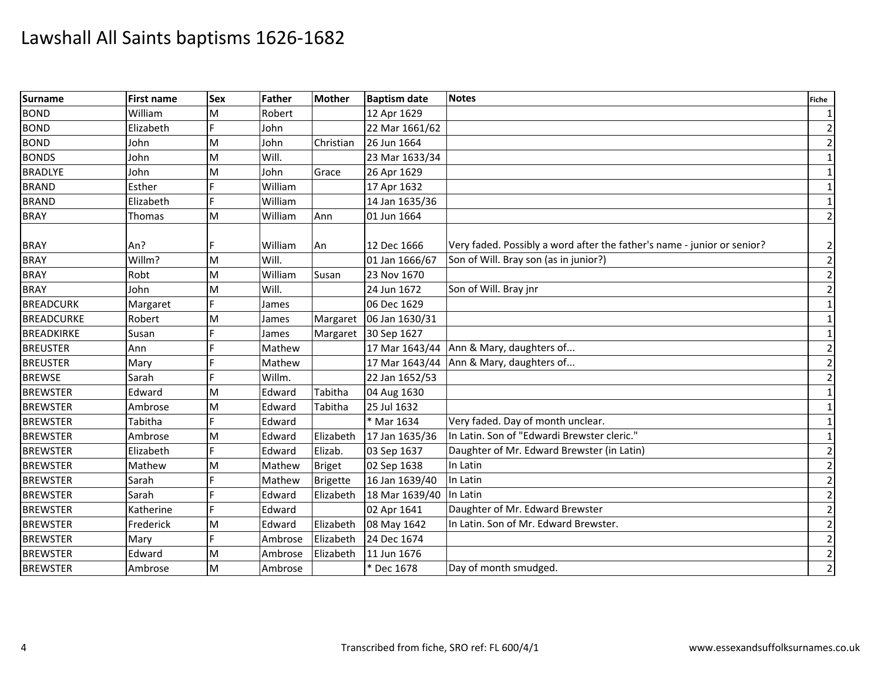# Lawshall All Saints baptisms 1626-1682

| Surname | First name | Sex | Father | Mother | Baptism date | Notes | Fiche |
|---|---|---|---|---|---|---|---|
| BOND | William | M | Robert | | 12 Apr 1629 | | 1 |
| BOND | Elizabeth | F | John | | 22 Mar 1661/62 | | 2 |
| BOND | John | M | John | Christian | 26 Jun 1664 | | 2 |
| BONDS | John | M | Will. | | 23 Mar 1633/34 | | 1 |
| BRADLYE | John | M | John | Grace | 26 Apr 1629 | | 1 |
| BRAND | Esther | F | William | | 17 Apr 1632 | | 1 |
| BRAND | Elizabeth | F | William | | 14 Jan 1635/36 | | 1 |
| BRAY | Thomas | M | William | Ann | 01 Jun 1664 | | 2 |
| BRAY | An? | F | William | An | 12 Dec 1666 | Very faded. Possibly a word after the father's name - junior or senior? | 2 |
| BRAY | Willm? | M | Will. | | 01 Jan 1666/67 | Son of Will. Bray son (as in junior?) | 2 |
| BRAY | Robt | M | William | Susan | 23 Nov 1670 | | 2 |
| BRAY | John | M | Will. | | 24 Jun 1672 | Son of Will. Bray jnr | 2 |
| BREADCURK | Margaret | F | James | | 06 Dec 1629 | | 1 |
| BREADCURKE | Robert | M | James | Margaret | 06 Jan 1630/31 | | 1 |
| BREADKIRKE | Susan | F | James | Margaret | 30 Sep 1627 | | 1 |
| BREUSTER | Ann | F | Mathew | | 17 Mar 1643/44 | Ann & Mary, daughters of... | 2 |
| BREUSTER | Mary | F | Mathew | | 17 Mar 1643/44 | Ann & Mary, daughters of... | 2 |
| BREWSE | Sarah | F | Willm. | | 22 Jan 1652/53 | | 2 |
| BREWSTER | Edward | M | Edward | Tabitha | 04 Aug 1630 | | 1 |
| BREWSTER | Ambrose | M | Edward | Tabitha | 25 Jul 1632 | | 1 |
| BREWSTER | Tabitha | F | Edward | | * Mar 1634 | Very faded. Day of month unclear. | 1 |
| BREWSTER | Ambrose | M | Edward | Elizabeth | 17 Jan 1635/36 | In Latin. Son of "Edwardi Brewster cleric." | 1 |
| BREWSTER | Elizabeth | F | Edward | Elizab. | 03 Sep 1637 | Daughter of Mr. Edward Brewster (in Latin) | 2 |
| BREWSTER | Mathew | M | Mathew | Briget | 02 Sep 1638 | In Latin | 2 |
| BREWSTER | Sarah | F | Mathew | Brigette | 16 Jan 1639/40 | In Latin | 2 |
| BREWSTER | Sarah | F | Edward | Elizabeth | 18 Mar 1639/40 | In Latin | 2 |
| BREWSTER | Katherine | F | Edward | | 02 Apr 1641 | Daughter of Mr. Edward Brewster | 2 |
| BREWSTER | Frederick | M | Edward | Elizabeth | 08 May 1642 | In Latin. Son of Mr. Edward Brewster. | 2 |
| BREWSTER | Mary | F | Ambrose | Elizabeth | 24 Dec 1674 | | 2 |
| BREWSTER | Edward | M | Ambrose | Elizabeth | 11 Jun 1676 | | 2 |
| BREWSTER | Ambrose | M | Ambrose | | * Dec 1678 | Day of month smudged. | 2 |

Transcribed from fiche, SRO ref: FL 600/4/1

www.essexandsuffolksurnames.co.uk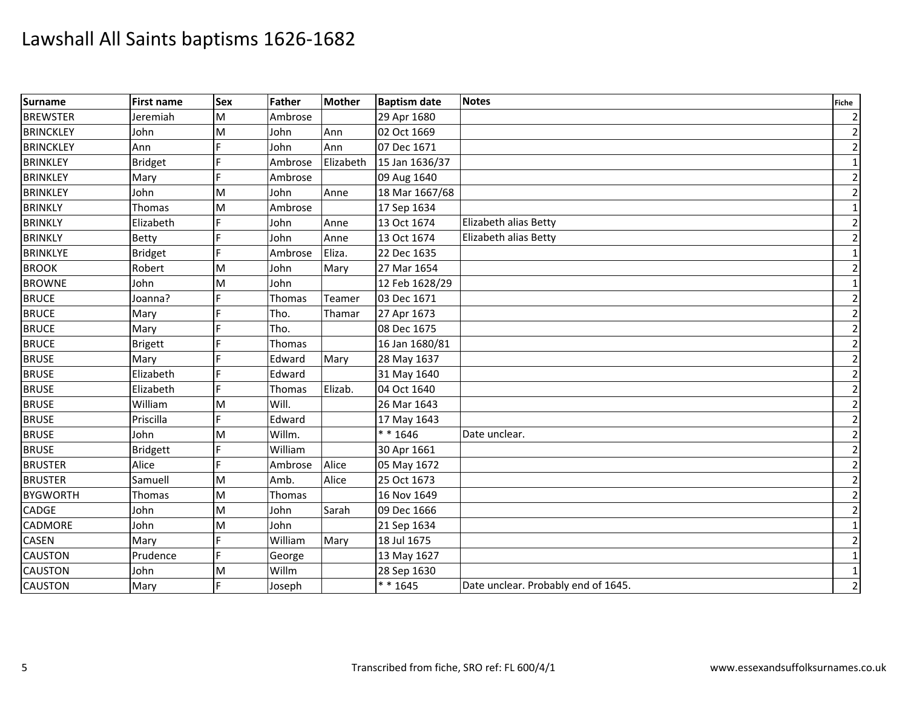# Lawshall All Saints baptisms 1626-1682

| Surname | First name | Sex | Father | Mother | Baptism date | Notes | Fiche |
|---|---|---|---|---|---|---|---|
| BREWSTER | Jeremiah | M | Ambrose | | 29 Apr 1680 | | 2 |
| BRINCKLEY | John | M | John | Ann | 02 Oct 1669 | | 2 |
| BRINCKLEY | Ann | F | John | Ann | 07 Dec 1671 | | 2 |
| BRINKLEY | Bridget | F | Ambrose | Elizabeth | 15 Jan 1636/37 | | 1 |
| BRINKLEY | Mary | F | Ambrose | | 09 Aug 1640 | | 2 |
| BRINKLEY | John | M | John | Anne | 18 Mar 1667/68 | | 2 |
| BRINKLY | Thomas | M | Ambrose | | 17 Sep 1634 | | 1 |
| BRINKLY | Elizabeth | F | John | Anne | 13 Oct 1674 | Elizabeth alias Betty | 2 |
| BRINKLY | Betty | F | John | Anne | 13 Oct 1674 | Elizabeth alias Betty | 2 |
| BRINKLYE | Bridget | F | Ambrose | Eliza. | 22 Dec 1635 | | 1 |
| BROOK | Robert | M | John | Mary | 27 Mar 1654 | | 2 |
| BROWNE | John | M | John | | 12 Feb 1628/29 | | 1 |
| BRUCE | Joanna? | F | Thomas | Teamer | 03 Dec 1671 | | 2 |
| BRUCE | Mary | F | Tho. | Thamar | 27 Apr 1673 | | 2 |
| BRUCE | Mary | F | Tho. | | 08 Dec 1675 | | 2 |
| BRUCE | Brigett | F | Thomas | | 16 Jan 1680/81 | | 2 |
| BRUSE | Mary | F | Edward | Mary | 28 May 1637 | | 2 |
| BRUSE | Elizabeth | F | Edward | | 31 May 1640 | | 2 |
| BRUSE | Elizabeth | F | Thomas | Elizab. | 04 Oct 1640 | | 2 |
| BRUSE | William | M | Will. | | 26 Mar 1643 | | 2 |
| BRUSE | Priscilla | F | Edward | | 17 May 1643 | | 2 |
| BRUSE | John | M | Willm. | | * * 1646 | Date unclear. | 2 |
| BRUSE | Bridgett | F | William | | 30 Apr 1661 | | 2 |
| BRUSTER | Alice | F | Ambrose | Alice | 05 May 1672 | | 2 |
| BRUSTER | Samuell | M | Amb. | Alice | 25 Oct 1673 | | 2 |
| BYGWORTH | Thomas | M | Thomas | | 16 Nov 1649 | | 2 |
| CADGE | John | M | John | Sarah | 09 Dec 1666 | | 2 |
| CADMORE | John | M | John | | 21 Sep 1634 | | 1 |
| CASEN | Mary | F | William | Mary | 18 Jul 1675 | | 2 |
| CAUSTON | Prudence | F | George | | 13 May 1627 | | 1 |
| CAUSTON | John | M | Willm | | 28 Sep 1630 | | 1 |
| CAUSTON | Mary | F | Joseph | | * * 1645 | Date unclear. Probably end of 1645. | 2 |

Transcribed from fiche, SRO ref: FL 600/4/1 — www.essexandsuffolksurnames.co.uk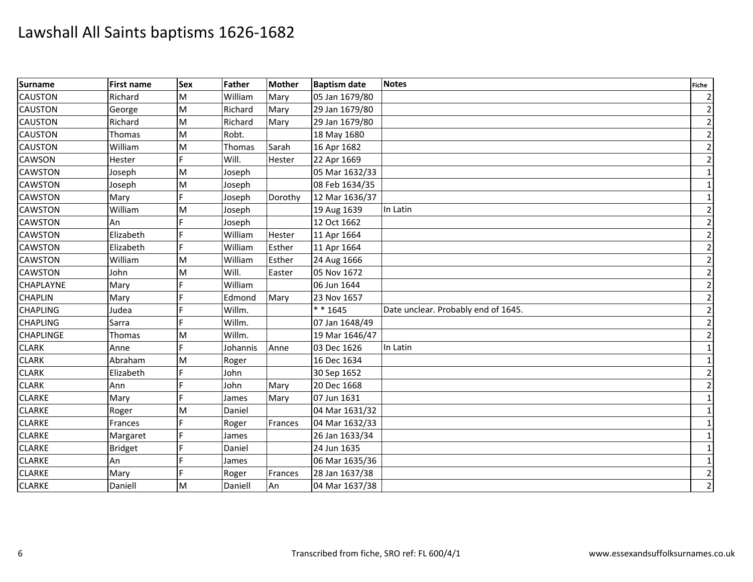# Lawshall All Saints baptisms 1626-1682

| Surname | First name | Sex | Father | Mother | Baptism date | Notes | Fiche |
|---|---|---|---|---|---|---|---|
| CAUSTON | Richard | M | William | Mary | 05 Jan 1679/80 | | 2 |
| CAUSTON | George | M | Richard | Mary | 29 Jan 1679/80 | | 2 |
| CAUSTON | Richard | M | Richard | Mary | 29 Jan 1679/80 | | 2 |
| CAUSTON | Thomas | M | Robt. | | 18 May 1680 | | 2 |
| CAUSTON | William | M | Thomas | Sarah | 16 Apr 1682 | | 2 |
| CAWSON | Hester | F | Will. | Hester | 22 Apr 1669 | | 2 |
| CAWSTON | Joseph | M | Joseph | | 05 Mar 1632/33 | | 1 |
| CAWSTON | Joseph | M | Joseph | | 08 Feb 1634/35 | | 1 |
| CAWSTON | Mary | F | Joseph | Dorothy | 12 Mar 1636/37 | | 1 |
| CAWSTON | William | M | Joseph | | 19 Aug 1639 | In Latin | 2 |
| CAWSTON | An | F | Joseph | | 12 Oct 1662 | | 2 |
| CAWSTON | Elizabeth | F | William | Hester | 11 Apr 1664 | | 2 |
| CAWSTON | Elizabeth | F | William | Esther | 11 Apr 1664 | | 2 |
| CAWSTON | William | M | William | Esther | 24 Aug 1666 | | 2 |
| CAWSTON | John | M | Will. | Easter | 05 Nov 1672 | | 2 |
| CHAPLAYNE | Mary | F | William | | 06 Jun 1644 | | 2 |
| CHAPLIN | Mary | F | Edmond | Mary | 23 Nov 1657 | | 2 |
| CHAPLING | Judea | F | Willm. | | * * 1645 | Date unclear. Probably end of 1645. | 2 |
| CHAPLING | Sarra | F | Willm. | | 07 Jan 1648/49 | | 2 |
| CHAPLINGE | Thomas | M | Willm. | | 19 Mar 1646/47 | | 2 |
| CLARK | Anne | F | Johannis | Anne | 03 Dec 1626 | In Latin | 1 |
| CLARK | Abraham | M | Roger | | 16 Dec 1634 | | 1 |
| CLARK | Elizabeth | F | John | | 30 Sep 1652 | | 2 |
| CLARK | Ann | F | John | Mary | 20 Dec 1668 | | 2 |
| CLARKE | Mary | F | James | Mary | 07 Jun 1631 | | 1 |
| CLARKE | Roger | M | Daniel | | 04 Mar 1631/32 | | 1 |
| CLARKE | Frances | F | Roger | Frances | 04 Mar 1632/33 | | 1 |
| CLARKE | Margaret | F | James | | 26 Jan 1633/34 | | 1 |
| CLARKE | Bridget | F | Daniel | | 24 Jun 1635 | | 1 |
| CLARKE | An | F | James | | 06 Mar 1635/36 | | 1 |
| CLARKE | Mary | F | Roger | Frances | 28 Jan 1637/38 | | 2 |
| CLARKE | Daniell | M | Daniell | An | 04 Mar 1637/38 | | 2 |

Transcribed from fiche, SRO ref: FL 600/4/1 www.essexandsuffolksurnames.co.uk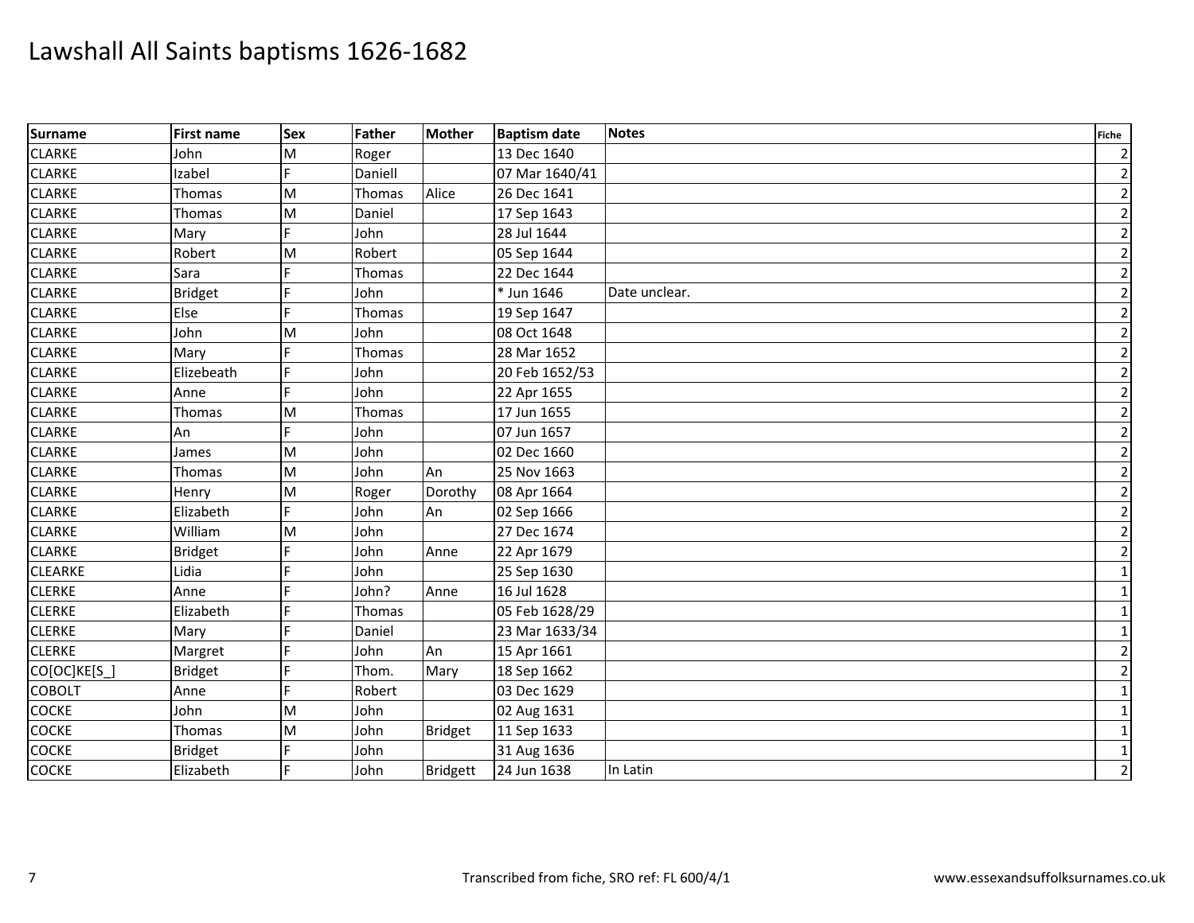# Lawshall All Saints baptisms 1626-1682

| Surname | First name | Sex | Father | Mother | Baptism date | Notes | Fiche |
|---|---|---|---|---|---|---|---|
| CLARKE | John | M | Roger | | 13 Dec 1640 | | 2 |
| CLARKE | Izabel | F | Daniell | | 07 Mar 1640/41 | | 2 |
| CLARKE | Thomas | M | Thomas | Alice | 26 Dec 1641 | | 2 |
| CLARKE | Thomas | M | Daniel | | 17 Sep 1643 | | 2 |
| CLARKE | Mary | F | John | | 28 Jul 1644 | | 2 |
| CLARKE | Robert | M | Robert | | 05 Sep 1644 | | 2 |
| CLARKE | Sara | F | Thomas | | 22 Dec 1644 | | 2 |
| CLARKE | Bridget | F | John | | * Jun 1646 | Date unclear. | 2 |
| CLARKE | Else | F | Thomas | | 19 Sep 1647 | | 2 |
| CLARKE | John | M | John | | 08 Oct 1648 | | 2 |
| CLARKE | Mary | F | Thomas | | 28 Mar 1652 | | 2 |
| CLARKE | Elizebeath | F | John | | 20 Feb 1652/53 | | 2 |
| CLARKE | Anne | F | John | | 22 Apr 1655 | | 2 |
| CLARKE | Thomas | M | Thomas | | 17 Jun 1655 | | 2 |
| CLARKE | An | F | John | | 07 Jun 1657 | | 2 |
| CLARKE | James | M | John | | 02 Dec 1660 | | 2 |
| CLARKE | Thomas | M | John | An | 25 Nov 1663 | | 2 |
| CLARKE | Henry | M | Roger | Dorothy | 08 Apr 1664 | | 2 |
| CLARKE | Elizabeth | F | John | An | 02 Sep 1666 | | 2 |
| CLARKE | William | M | John | | 27 Dec 1674 | | 2 |
| CLARKE | Bridget | F | John | Anne | 22 Apr 1679 | | 2 |
| CLEARKE | Lidia | F | John | | 25 Sep 1630 | | 1 |
| CLERKE | Anne | F | John? | Anne | 16 Jul 1628 | | 1 |
| CLERKE | Elizabeth | F | Thomas | | 05 Feb 1628/29 | | 1 |
| CLERKE | Mary | F | Daniel | | 23 Mar 1633/34 | | 1 |
| CLERKE | Margret | F | John | An | 15 Apr 1661 | | 2 |
| CO[OC]KE[S_] | Bridget | F | Thom. | Mary | 18 Sep 1662 | | 2 |
| COBOLT | Anne | F | Robert | | 03 Dec 1629 | | 1 |
| COCKE | John | M | John | | 02 Aug 1631 | | 1 |
| COCKE | Thomas | M | John | Bridget | 11 Sep 1633 | | 1 |
| COCKE | Bridget | F | John | | 31 Aug 1636 | | 1 |
| COCKE | Elizabeth | F | John | Bridgett | 24 Jun 1638 | In Latin | 2 |

Transcribed from fiche, SRO ref: FL 600/4/1

www.essexandsuffolksurnames.co.uk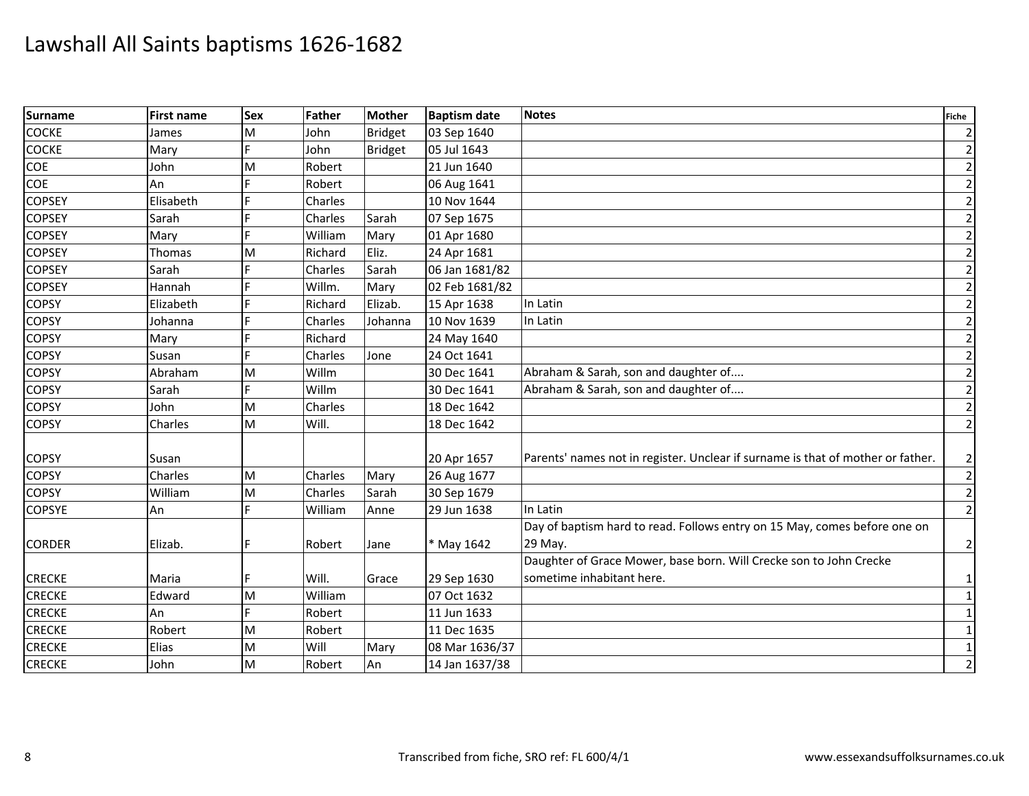# Lawshall All Saints baptisms 1626-1682

| Surname | First name | Sex | Father | Mother | Baptism date | Notes | Fiche |
|---|---|---|---|---|---|---|---|
| COCKE | James | M | John | Bridget | 03 Sep 1640 | | 2 |
| COCKE | Mary | F | John | Bridget | 05 Jul 1643 | | 2 |
| COE | John | M | Robert | | 21 Jun 1640 | | 2 |
| COE | An | F | Robert | | 06 Aug 1641 | | 2 |
| COPSEY | Elisabeth | F | Charles | | 10 Nov 1644 | | 2 |
| COPSEY | Sarah | F | Charles | Sarah | 07 Sep 1675 | | 2 |
| COPSEY | Mary | F | William | Mary | 01 Apr 1680 | | 2 |
| COPSEY | Thomas | M | Richard | Eliz. | 24 Apr 1681 | | 2 |
| COPSEY | Sarah | F | Charles | Sarah | 06 Jan 1681/82 | | 2 |
| COPSEY | Hannah | F | Willm. | Mary | 02 Feb 1681/82 | | 2 |
| COPSY | Elizabeth | F | Richard | Elizab. | 15 Apr 1638 | In Latin | 2 |
| COPSY | Johanna | F | Charles | Johanna | 10 Nov 1639 | In Latin | 2 |
| COPSY | Mary | F | Richard | | 24 May 1640 | | 2 |
| COPSY | Susan | F | Charles | Jone | 24 Oct 1641 | | 2 |
| COPSY | Abraham | M | Willm | | 30 Dec 1641 | Abraham & Sarah, son and daughter of.... | 2 |
| COPSY | Sarah | F | Willm | | 30 Dec 1641 | Abraham & Sarah, son and daughter of.... | 2 |
| COPSY | John | M | Charles | | 18 Dec 1642 | | 2 |
| COPSY | Charles | M | Will. | | 18 Dec 1642 | | 2 |
| COPSY | Susan | | | | 20 Apr 1657 | Parents' names not in register. Unclear if surname is that of mother or father. | 2 |
| COPSY | Charles | M | Charles | Mary | 26 Aug 1677 | | 2 |
| COPSY | William | M | Charles | Sarah | 30 Sep 1679 | | 2 |
| COPSYE | An | F | William | Anne | 29 Jun 1638 | In Latin | 2 |
| CORDER | Elizab. | F | Robert | Jane | * May 1642 | Day of baptism hard to read. Follows entry on 15 May, comes before one on 29 May. | 2 |
| CRECKE | Maria | F | Will. | Grace | 29 Sep 1630 | Daughter of Grace Mower, base born. Will Crecke son to John Crecke sometime inhabitant here. | 1 |
| CRECKE | Edward | M | William | | 07 Oct 1632 | | 1 |
| CRECKE | An | F | Robert | | 11 Jun 1633 | | 1 |
| CRECKE | Robert | M | Robert | | 11 Dec 1635 | | 1 |
| CRECKE | Elias | M | Will | Mary | 08 Mar 1636/37 | | 1 |
| CRECKE | John | M | Robert | An | 14 Jan 1637/38 | | 2 |

Transcribed from fiche, SRO ref: FL 600/4/1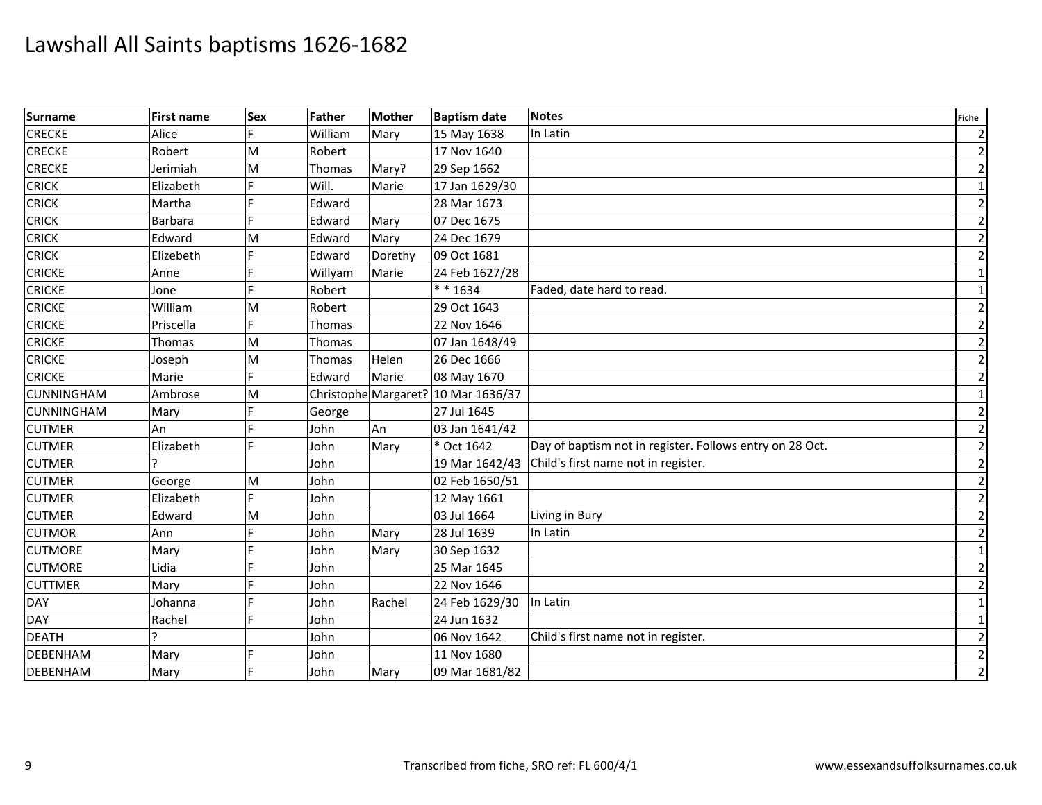# Lawshall All Saints baptisms 1626-1682

| Surname | First name | Sex | Father | Mother | Baptism date | Notes | Fiche |
|---|---|---|---|---|---|---|---|
| CRECKE | Alice | F | William | Mary | 15 May 1638 | In Latin | 2 |
| CRECKE | Robert | M | Robert | | 17 Nov 1640 | | 2 |
| CRECKE | Jerimiah | M | Thomas | Mary? | 29 Sep 1662 | | 2 |
| CRICK | Elizabeth | F | Will. | Marie | 17 Jan 1629/30 | | 1 |
| CRICK | Martha | F | Edward | | 28 Mar 1673 | | 2 |
| CRICK | Barbara | F | Edward | Mary | 07 Dec 1675 | | 2 |
| CRICK | Edward | M | Edward | Mary | 24 Dec 1679 | | 2 |
| CRICK | Elizebeth | F | Edward | Dorethy | 09 Oct 1681 | | 2 |
| CRICKE | Anne | F | Willyam | Marie | 24 Feb 1627/28 | | 1 |
| CRICKE | Jone | F | Robert | | * * 1634 | Faded, date hard to read. | 1 |
| CRICKE | William | M | Robert | | 29 Oct 1643 | | 2 |
| CRICKE | Priscella | F | Thomas | | 22 Nov 1646 | | 2 |
| CRICKE | Thomas | M | Thomas | | 07 Jan 1648/49 | | 2 |
| CRICKE | Joseph | M | Thomas | Helen | 26 Dec 1666 | | 2 |
| CRICKE | Marie | F | Edward | Marie | 08 May 1670 | | 2 |
| CUNNINGHAM | Ambrose | M | Christophe | Margaret? | 10 Mar 1636/37 | | 1 |
| CUNNINGHAM | Mary | F | George | | 27 Jul 1645 | | 2 |
| CUTMER | An | F | John | An | 03 Jan 1641/42 | | 2 |
| CUTMER | Elizabeth | F | John | Mary | * Oct 1642 | Day of baptism not in register. Follows entry on 28 Oct. | 2 |
| CUTMER | ? | | John | | 19 Mar 1642/43 | Child's first name not in register. | 2 |
| CUTMER | George | M | John | | 02 Feb 1650/51 | | 2 |
| CUTMER | Elizabeth | F | John | | 12 May 1661 | | 2 |
| CUTMER | Edward | M | John | | 03 Jul 1664 | Living in Bury | 2 |
| CUTMOR | Ann | F | John | Mary | 28 Jul 1639 | In Latin | 2 |
| CUTMORE | Mary | F | John | Mary | 30 Sep 1632 | | 1 |
| CUTMORE | Lidia | F | John | | 25 Mar 1645 | | 2 |
| CUTTMER | Mary | F | John | | 22 Nov 1646 | | 2 |
| DAY | Johanna | F | John | Rachel | 24 Feb 1629/30 | In Latin | 1 |
| DAY | Rachel | F | John | | 24 Jun 1632 | | 1 |
| DEATH | ? | | John | | 06 Nov 1642 | Child's first name not in register. | 2 |
| DEBENHAM | Mary | F | John | | 11 Nov 1680 | | 2 |
| DEBENHAM | Mary | F | John | Mary | 09 Mar 1681/82 | | 2 |

Transcribed from fiche, SRO ref: FL 600/4/1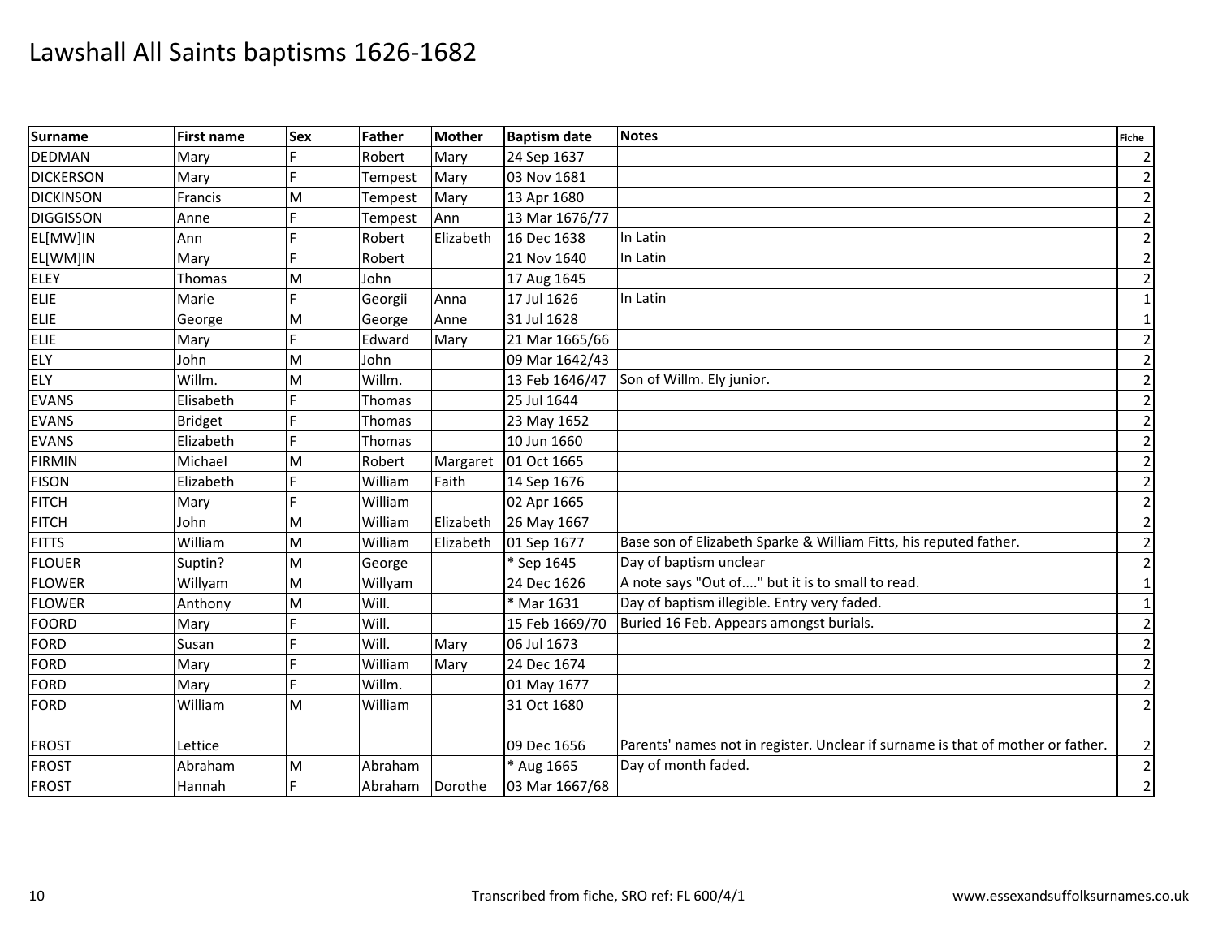# Lawshall All Saints baptisms 1626-1682

| Surname | First name | Sex | Father | Mother | Baptism date | Notes | Fiche |
|---|---|---|---|---|---|---|---|
| DEDMAN | Mary | F | Robert | Mary | 24 Sep 1637 | | 2 |
| DICKERSON | Mary | F | Tempest | Mary | 03 Nov 1681 | | 2 |
| DICKINSON | Francis | M | Tempest | Mary | 13 Apr 1680 | | 2 |
| DIGGISSON | Anne | F | Tempest | Ann | 13 Mar 1676/77 | | 2 |
| EL[MW]IN | Ann | F | Robert | Elizabeth | 16 Dec 1638 | In Latin | 2 |
| EL[WM]IN | Mary | F | Robert | | 21 Nov 1640 | In Latin | 2 |
| ELEY | Thomas | M | John | | 17 Aug 1645 | | 2 |
| ELIE | Marie | F | Georgii | Anna | 17 Jul 1626 | In Latin | 1 |
| ELIE | George | M | George | Anne | 31 Jul 1628 | | 1 |
| ELIE | Mary | F | Edward | Mary | 21 Mar 1665/66 | | 2 |
| ELY | John | M | John | | 09 Mar 1642/43 | | 2 |
| ELY | Willm. | M | Willm. | | 13 Feb 1646/47 | Son of Willm. Ely junior. | 2 |
| EVANS | Elisabeth | F | Thomas | | 25 Jul 1644 | | 2 |
| EVANS | Bridget | F | Thomas | | 23 May 1652 | | 2 |
| EVANS | Elizabeth | F | Thomas | | 10 Jun 1660 | | 2 |
| FIRMIN | Michael | M | Robert | Margaret | 01 Oct 1665 | | 2 |
| FISON | Elizabeth | F | William | Faith | 14 Sep 1676 | | 2 |
| FITCH | Mary | F | William | | 02 Apr 1665 | | 2 |
| FITCH | John | M | William | Elizabeth | 26 May 1667 | | 2 |
| FITTS | William | M | William | Elizabeth | 01 Sep 1677 | Base son of Elizabeth Sparke & William Fitts, his reputed father. | 2 |
| FLOUER | Suptin? | M | George | | * Sep 1645 | Day of baptism unclear | 2 |
| FLOWER | Willyam | M | Willyam | | 24 Dec 1626 | A note says "Out of...." but it is to small to read. | 1 |
| FLOWER | Anthony | M | Will. | | * Mar 1631 | Day of baptism illegible. Entry very faded. | 1 |
| FOORD | Mary | F | Will. | | 15 Feb 1669/70 | Buried 16 Feb. Appears amongst burials. | 2 |
| FORD | Susan | F | Will. | Mary | 06 Jul 1673 | | 2 |
| FORD | Mary | F | William | Mary | 24 Dec 1674 | | 2 |
| FORD | Mary | F | Willm. | | 01 May 1677 | | 2 |
| FORD | William | M | William | | 31 Oct 1680 | | 2 |
| FROST | Lettice | | | | 09 Dec 1656 | Parents' names not in register. Unclear if surname is that of mother or father. | 2 |
| FROST | Abraham | M | Abraham | | * Aug 1665 | Day of month faded. | 2 |
| FROST | Hannah | F | Abraham | Dorothe | 03 Mar 1667/68 | | 2 |

Transcribed from fiche, SRO ref: FL 600/4/1

www.essexandsuffolksurnames.co.uk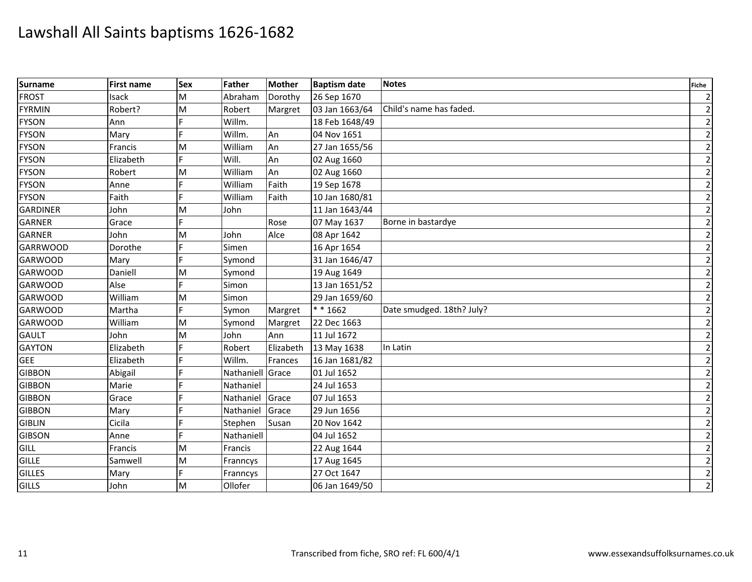# Lawshall All Saints baptisms 1626-1682

| Surname | First name | Sex | Father | Mother | Baptism date | Notes | Fiche |
|---|---|---|---|---|---|---|---|
| FROST | Isack | M | Abraham | Dorothy | 26 Sep 1670 | | 2 |
| FYRMIN | Robert? | M | Robert | Margret | 03 Jan 1663/64 | Child's name has faded. | 2 |
| FYSON | Ann | F | Willm. | | 18 Feb 1648/49 | | 2 |
| FYSON | Mary | F | Willm. | An | 04 Nov 1651 | | 2 |
| FYSON | Francis | M | William | An | 27 Jan 1655/56 | | 2 |
| FYSON | Elizabeth | F | Will. | An | 02 Aug 1660 | | 2 |
| FYSON | Robert | M | William | An | 02 Aug 1660 | | 2 |
| FYSON | Anne | F | William | Faith | 19 Sep 1678 | | 2 |
| FYSON | Faith | F | William | Faith | 10 Jan 1680/81 | | 2 |
| GARDINER | John | M | John | | 11 Jan 1643/44 | | 2 |
| GARNER | Grace | F | | Rose | 07 May 1637 | Borne in bastardye | 2 |
| GARNER | John | M | John | Alce | 08 Apr 1642 | | 2 |
| GARRWOOD | Dorothe | F | Simen | | 16 Apr 1654 | | 2 |
| GARWOOD | Mary | F | Symond | | 31 Jan 1646/47 | | 2 |
| GARWOOD | Daniell | M | Symond | | 19 Aug 1649 | | 2 |
| GARWOOD | Alse | F | Simon | | 13 Jan 1651/52 | | 2 |
| GARWOOD | William | M | Simon | | 29 Jan 1659/60 | | 2 |
| GARWOOD | Martha | F | Symon | Margret | * * 1662 | Date smudged. 18th? July? | 2 |
| GARWOOD | William | M | Symond | Margret | 22 Dec 1663 | | 2 |
| GAULT | John | M | John | Ann | 11 Jul 1672 | | 2 |
| GAYTON | Elizabeth | F | Robert | Elizabeth | 13 May 1638 | In Latin | 2 |
| GEE | Elizabeth | F | Willm. | Frances | 16 Jan 1681/82 | | 2 |
| GIBBON | Abigail | F | Nathaniell | Grace | 01 Jul 1652 | | 2 |
| GIBBON | Marie | F | Nathaniel | | 24 Jul 1653 | | 2 |
| GIBBON | Grace | F | Nathaniel | Grace | 07 Jul 1653 | | 2 |
| GIBBON | Mary | F | Nathaniel | Grace | 29 Jun 1656 | | 2 |
| GIBLIN | Cicila | F | Stephen | Susan | 20 Nov 1642 | | 2 |
| GIBSON | Anne | F | Nathaniell | | 04 Jul 1652 | | 2 |
| GILL | Francis | M | Francis | | 22 Aug 1644 | | 2 |
| GILLE | Samwell | M | Franncys | | 17 Aug 1645 | | 2 |
| GILLES | Mary | F | Franncys | | 27 Oct 1647 | | 2 |
| GILLS | John | M | Ollofer | | 06 Jan 1649/50 | | 2 |

Transcribed from fiche, SRO ref: FL 600/4/1

www.essexandsuffolksurnames.co.uk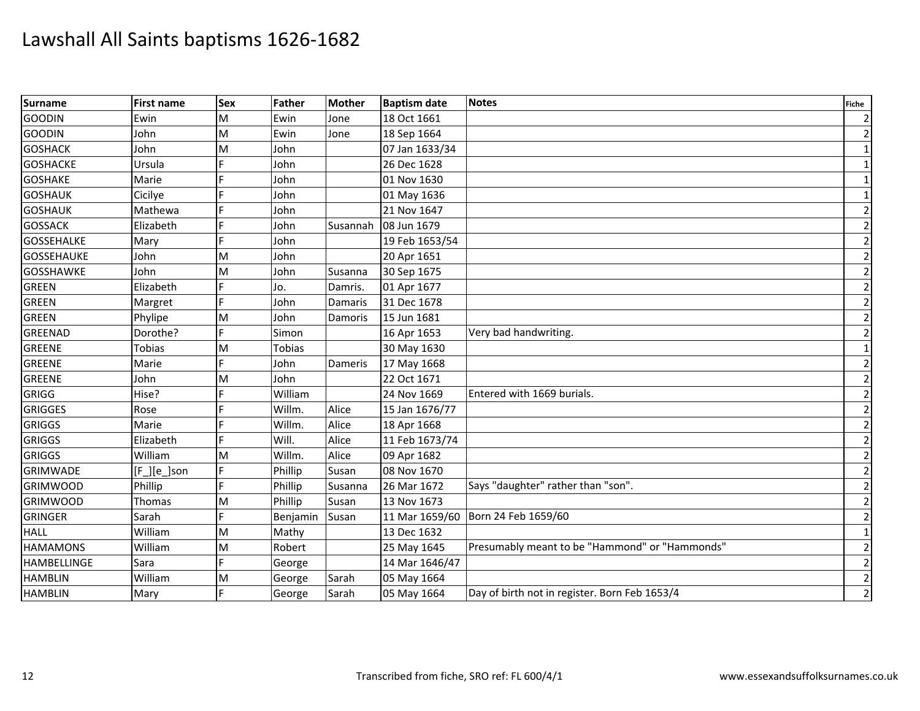# Lawshall All Saints baptisms 1626-1682

| Surname | First name | Sex | Father | Mother | Baptism date | Notes | Fiche |
|---|---|---|---|---|---|---|---|
| GOODIN | Ewin | M | Ewin | Jone | 18 Oct 1661 | | 2 |
| GOODIN | John | M | Ewin | Jone | 18 Sep 1664 | | 2 |
| GOSHACK | John | M | John | | 07 Jan 1633/34 | | 1 |
| GOSHACKE | Ursula | F | John | | 26 Dec 1628 | | 1 |
| GOSHAKE | Marie | F | John | | 01 Nov 1630 | | 1 |
| GOSHAUK | Cicilye | F | John | | 01 May 1636 | | 1 |
| GOSHAUK | Mathewa | F | John | | 21 Nov 1647 | | 2 |
| GOSSACK | Elizabeth | F | John | Susannah | 08 Jun 1679 | | 2 |
| GOSSEHALKE | Mary | F | John | | 19 Feb 1653/54 | | 2 |
| GOSSEHAUKE | John | M | John | | 20 Apr 1651 | | 2 |
| GOSSHAWKE | John | M | John | Susanna | 30 Sep 1675 | | 2 |
| GREEN | Elizabeth | F | Jo. | Damris. | 01 Apr 1677 | | 2 |
| GREEN | Margret | F | John | Damaris | 31 Dec 1678 | | 2 |
| GREEN | Phylipe | M | John | Damoris | 15 Jun 1681 | | 2 |
| GREENAD | Dorothe? | F | Simon | | 16 Apr 1653 | Very bad handwriting. | 2 |
| GREENE | Tobias | M | Tobias | | 30 May 1630 | | 1 |
| GREENE | Marie | F | John | Dameris | 17 May 1668 | | 2 |
| GREENE | John | M | John | | 22 Oct 1671 | | 2 |
| GRIGG | Hise? | F | William | | 24 Nov 1669 | Entered with 1669 burials. | 2 |
| GRIGGES | Rose | F | Willm. | Alice | 15 Jan 1676/77 | | 2 |
| GRIGGS | Marie | F | Willm. | Alice | 18 Apr 1668 | | 2 |
| GRIGGS | Elizabeth | F | Will. | Alice | 11 Feb 1673/74 | | 2 |
| GRIGGS | William | M | Willm. | Alice | 09 Apr 1682 | | 2 |
| GRIMWADE | [F_][e_]son | F | Phillip | Susan | 08 Nov 1670 | | 2 |
| GRIMWOOD | Phillip | F | Phillip | Susanna | 26 Mar 1672 | Says "daughter" rather than "son". | 2 |
| GRIMWOOD | Thomas | M | Phillip | Susan | 13 Nov 1673 | | 2 |
| GRINGER | Sarah | F | Benjamin | Susan | 11 Mar 1659/60 | Born 24 Feb 1659/60 | 2 |
| HALL | William | M | Mathy | | 13 Dec 1632 | | 1 |
| HAMAMONS | William | M | Robert | | 25 May 1645 | Presumably meant to be "Hammond" or "Hammonds" | 2 |
| HAMBELLINGE | Sara | F | George | | 14 Mar 1646/47 | | 2 |
| HAMBLIN | William | M | George | Sarah | 05 May 1664 | | 2 |
| HAMBLIN | Mary | F | George | Sarah | 05 May 1664 | Day of birth not in register. Born Feb 1653/4 | 2 |

Transcribed from fiche, SRO ref: FL 600/4/1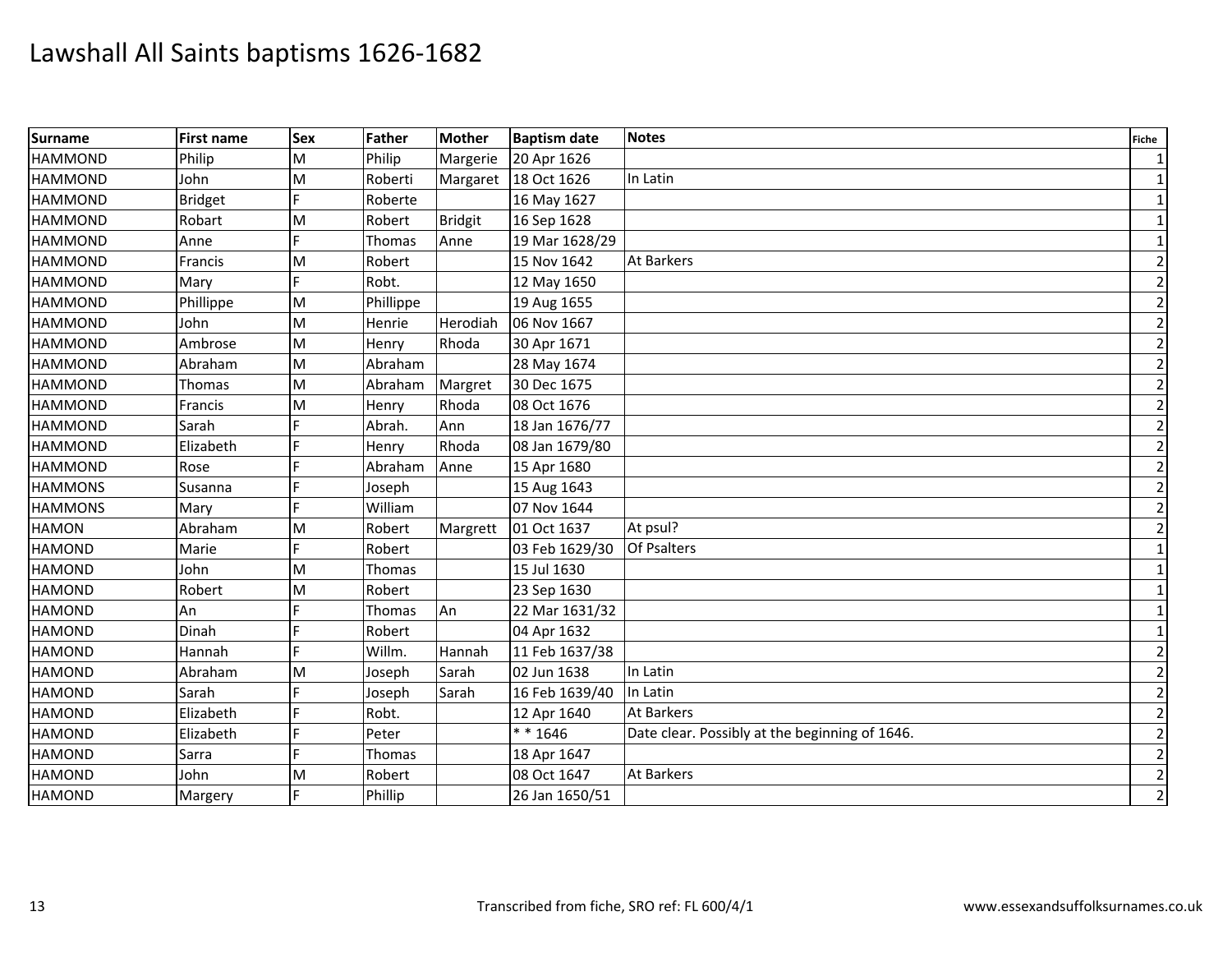# Lawshall All Saints baptisms 1626-1682

| Surname | First name | Sex | Father | Mother | Baptism date | Notes | Fiche |
|---|---|---|---|---|---|---|---|
| HAMMOND | Philip | M | Philip | Margerie | 20 Apr 1626 | | 1 |
| HAMMOND | John | M | Roberti | Margaret | 18 Oct 1626 | In Latin | 1 |
| HAMMOND | Bridget | F | Roberte | | 16 May 1627 | | 1 |
| HAMMOND | Robart | M | Robert | Bridgit | 16 Sep 1628 | | 1 |
| HAMMOND | Anne | F | Thomas | Anne | 19 Mar 1628/29 | | 1 |
| HAMMOND | Francis | M | Robert | | 15 Nov 1642 | At Barkers | 2 |
| HAMMOND | Mary | F | Robt. | | 12 May 1650 | | 2 |
| HAMMOND | Phillippe | M | Phillippe | | 19 Aug 1655 | | 2 |
| HAMMOND | John | M | Henrie | Herodiah | 06 Nov 1667 | | 2 |
| HAMMOND | Ambrose | M | Henry | Rhoda | 30 Apr 1671 | | 2 |
| HAMMOND | Abraham | M | Abraham | | 28 May 1674 | | 2 |
| HAMMOND | Thomas | M | Abraham | Margret | 30 Dec 1675 | | 2 |
| HAMMOND | Francis | M | Henry | Rhoda | 08 Oct 1676 | | 2 |
| HAMMOND | Sarah | F | Abrah. | Ann | 18 Jan 1676/77 | | 2 |
| HAMMOND | Elizabeth | F | Henry | Rhoda | 08 Jan 1679/80 | | 2 |
| HAMMOND | Rose | F | Abraham | Anne | 15 Apr 1680 | | 2 |
| HAMMONS | Susanna | F | Joseph | | 15 Aug 1643 | | 2 |
| HAMMONS | Mary | F | William | | 07 Nov 1644 | | 2 |
| HAMON | Abraham | M | Robert | Margrett | 01 Oct 1637 | At psul? | 2 |
| HAMOND | Marie | F | Robert | | 03 Feb 1629/30 | Of Psalters | 1 |
| HAMOND | John | M | Thomas | | 15 Jul 1630 | | 1 |
| HAMOND | Robert | M | Robert | | 23 Sep 1630 | | 1 |
| HAMOND | An | F | Thomas | An | 22 Mar 1631/32 | | 1 |
| HAMOND | Dinah | F | Robert | | 04 Apr 1632 | | 1 |
| HAMOND | Hannah | F | Willm. | Hannah | 11 Feb 1637/38 | | 2 |
| HAMOND | Abraham | M | Joseph | Sarah | 02 Jun 1638 | In Latin | 2 |
| HAMOND | Sarah | F | Joseph | Sarah | 16 Feb 1639/40 | In Latin | 2 |
| HAMOND | Elizabeth | F | Robt. | | 12 Apr 1640 | At Barkers | 2 |
| HAMOND | Elizabeth | F | Peter | | * * 1646 | Date clear. Possibly at the beginning of 1646. | 2 |
| HAMOND | Sarra | F | Thomas | | 18 Apr 1647 | | 2 |
| HAMOND | John | M | Robert | | 08 Oct 1647 | At Barkers | 2 |
| HAMOND | Margery | F | Phillip | | 26 Jan 1650/51 | | 2 |

Transcribed from fiche, SRO ref: FL 600/4/1

www.essexandsuffolksurnames.co.uk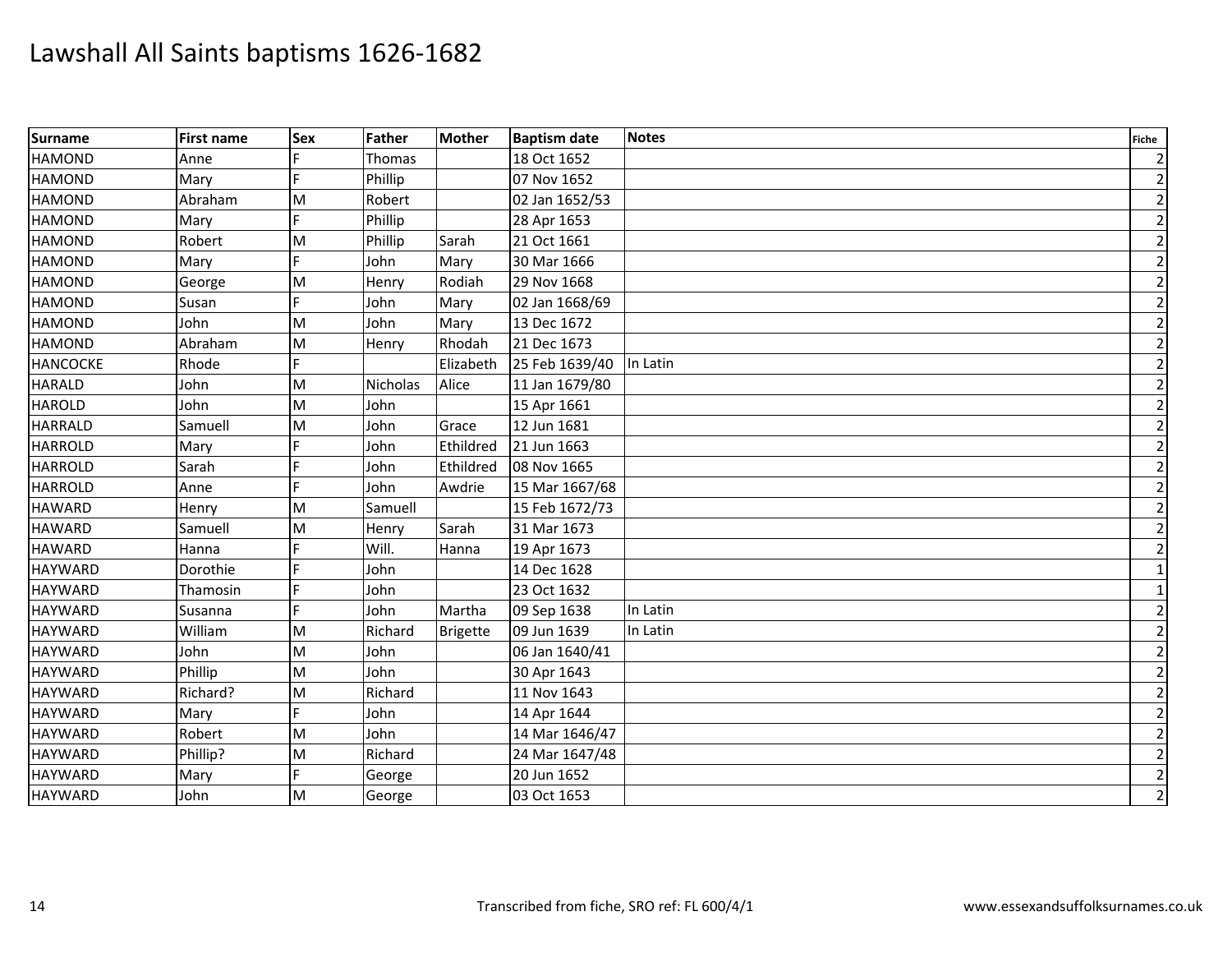# Lawshall All Saints baptisms 1626-1682

| Surname | First name | Sex | Father | Mother | Baptism date | Notes | Fiche |
|---|---|---|---|---|---|---|---|
| HAMOND | Anne | F | Thomas | | 18 Oct 1652 | | 2 |
| HAMOND | Mary | F | Phillip | | 07 Nov 1652 | | 2 |
| HAMOND | Abraham | M | Robert | | 02 Jan 1652/53 | | 2 |
| HAMOND | Mary | F | Phillip | | 28 Apr 1653 | | 2 |
| HAMOND | Robert | M | Phillip | Sarah | 21 Oct 1661 | | 2 |
| HAMOND | Mary | F | John | Mary | 30 Mar 1666 | | 2 |
| HAMOND | George | M | Henry | Rodiah | 29 Nov 1668 | | 2 |
| HAMOND | Susan | F | John | Mary | 02 Jan 1668/69 | | 2 |
| HAMOND | John | M | John | Mary | 13 Dec 1672 | | 2 |
| HAMOND | Abraham | M | Henry | Rhodah | 21 Dec 1673 | | 2 |
| HANCOCKE | Rhode | F | | Elizabeth | 25 Feb 1639/40 | In Latin | 2 |
| HARALD | John | M | Nicholas | Alice | 11 Jan 1679/80 | | 2 |
| HAROLD | John | M | John | | 15 Apr 1661 | | 2 |
| HARRALD | Samuell | M | John | Grace | 12 Jun 1681 | | 2 |
| HARROLD | Mary | F | John | Ethildred | 21 Jun 1663 | | 2 |
| HARROLD | Sarah | F | John | Ethildred | 08 Nov 1665 | | 2 |
| HARROLD | Anne | F | John | Awdrie | 15 Mar 1667/68 | | 2 |
| HAWARD | Henry | M | Samuell | | 15 Feb 1672/73 | | 2 |
| HAWARD | Samuell | M | Henry | Sarah | 31 Mar 1673 | | 2 |
| HAWARD | Hanna | F | Will. | Hanna | 19 Apr 1673 | | 2 |
| HAYWARD | Dorothie | F | John | | 14 Dec 1628 | | 1 |
| HAYWARD | Thamosin | F | John | | 23 Oct 1632 | | 1 |
| HAYWARD | Susanna | F | John | Martha | 09 Sep 1638 | In Latin | 2 |
| HAYWARD | William | M | Richard | Brigette | 09 Jun 1639 | In Latin | 2 |
| HAYWARD | John | M | John | | 06 Jan 1640/41 | | 2 |
| HAYWARD | Phillip | M | John | | 30 Apr 1643 | | 2 |
| HAYWARD | Richard? | M | Richard | | 11 Nov 1643 | | 2 |
| HAYWARD | Mary | F | John | | 14 Apr 1644 | | 2 |
| HAYWARD | Robert | M | John | | 14 Mar 1646/47 | | 2 |
| HAYWARD | Phillip? | M | Richard | | 24 Mar 1647/48 | | 2 |
| HAYWARD | Mary | F | George | | 20 Jun 1652 | | 2 |
| HAYWARD | John | M | George | | 03 Oct 1653 | | 2 |

Transcribed from fiche, SRO ref: FL 600/4/1

www.essexandsuffolksurnames.co.uk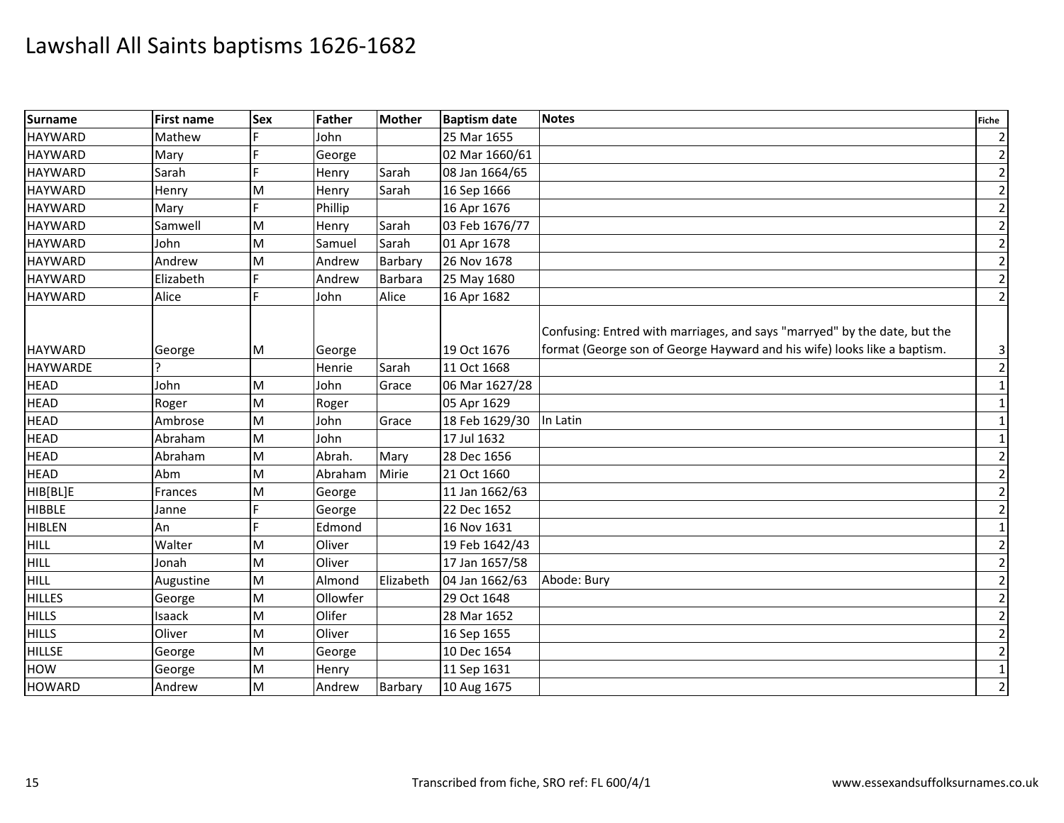# Lawshall All Saints baptisms 1626-1682

| Surname | First name | Sex | Father | Mother | Baptism date | Notes | Fiche |
|---|---|---|---|---|---|---|---|
| HAYWARD | Mathew | F | John | | 25 Mar 1655 | | 2 |
| HAYWARD | Mary | F | George | | 02 Mar 1660/61 | | 2 |
| HAYWARD | Sarah | F | Henry | Sarah | 08 Jan 1664/65 | | 2 |
| HAYWARD | Henry | M | Henry | Sarah | 16 Sep 1666 | | 2 |
| HAYWARD | Mary | F | Phillip | | 16 Apr 1676 | | 2 |
| HAYWARD | Samwell | M | Henry | Sarah | 03 Feb 1676/77 | | 2 |
| HAYWARD | John | M | Samuel | Sarah | 01 Apr 1678 | | 2 |
| HAYWARD | Andrew | M | Andrew | Barbary | 26 Nov 1678 | | 2 |
| HAYWARD | Elizabeth | F | Andrew | Barbara | 25 May 1680 | | 2 |
| HAYWARD | Alice | F | John | Alice | 16 Apr 1682 | | 2 |
| HAYWARD | George | M | George | | 19 Oct 1676 | Confusing: Entred with marriages, and says "marryed" by the date, but the format (George son of George Hayward and his wife) looks like a baptism. | 3 |
| HAYWARDE | ? | | Henrie | Sarah | 11 Oct 1668 | | 2 |
| HEAD | John | M | John | Grace | 06 Mar 1627/28 | | 1 |
| HEAD | Roger | M | Roger | | 05 Apr 1629 | | 1 |
| HEAD | Ambrose | M | John | Grace | 18 Feb 1629/30 | In Latin | 1 |
| HEAD | Abraham | M | John | | 17 Jul 1632 | | 1 |
| HEAD | Abraham | M | Abrah. | Mary | 28 Dec 1656 | | 2 |
| HEAD | Abm | M | Abraham | Mirie | 21 Oct 1660 | | 2 |
| HIB[BL]E | Frances | M | George | | 11 Jan 1662/63 | | 2 |
| HIBBLE | Janne | F | George | | 22 Dec 1652 | | 2 |
| HIBLEN | An | F | Edmond | | 16 Nov 1631 | | 1 |
| HILL | Walter | M | Oliver | | 19 Feb 1642/43 | | 2 |
| HILL | Jonah | M | Oliver | | 17 Jan 1657/58 | | 2 |
| HILL | Augustine | M | Almond | Elizabeth | 04 Jan 1662/63 | Abode: Bury | 2 |
| HILLES | George | M | Ollowfer | | 29 Oct 1648 | | 2 |
| HILLS | Isaack | M | Olifer | | 28 Mar 1652 | | 2 |
| HILLS | Oliver | M | Oliver | | 16 Sep 1655 | | 2 |
| HILLSE | George | M | George | | 10 Dec 1654 | | 2 |
| HOW | George | M | Henry | | 11 Sep 1631 | | 1 |
| HOWARD | Andrew | M | Andrew | Barbary | 10 Aug 1675 | | 2 |

Transcribed from fiche, SRO ref: FL 600/4/1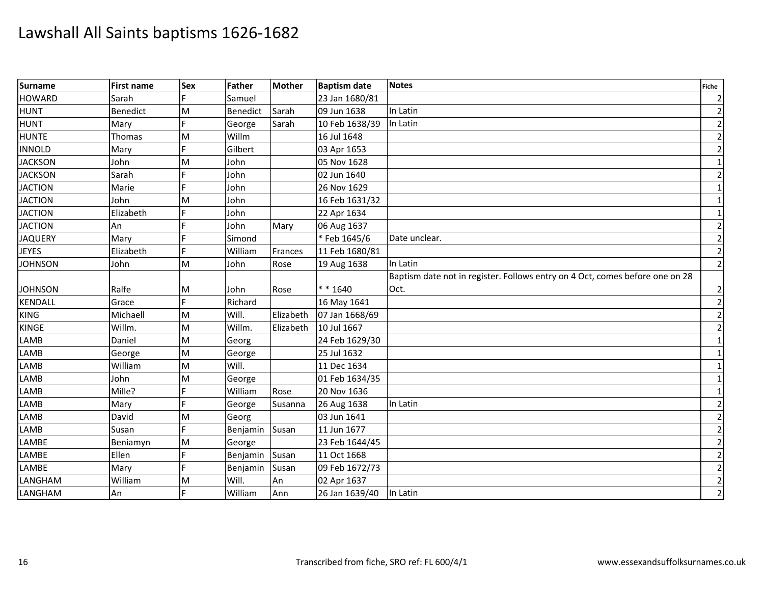# Lawshall All Saints baptisms 1626-1682

| Surname | First name | Sex | Father | Mother | Baptism date | Notes | Fiche |
|---|---|---|---|---|---|---|---|
| HOWARD | Sarah | F | Samuel | | 23 Jan 1680/81 | | 2 |
| HUNT | Benedict | M | Benedict | Sarah | 09 Jun 1638 | In Latin | 2 |
| HUNT | Mary | F | George | Sarah | 10 Feb 1638/39 | In Latin | 2 |
| HUNTE | Thomas | M | Willm | | 16 Jul 1648 | | 2 |
| INNOLD | Mary | F | Gilbert | | 03 Apr 1653 | | 2 |
| JACKSON | John | M | John | | 05 Nov 1628 | | 1 |
| JACKSON | Sarah | F | John | | 02 Jun 1640 | | 2 |
| JACTION | Marie | F | John | | 26 Nov 1629 | | 1 |
| JACTION | John | M | John | | 16 Feb 1631/32 | | 1 |
| JACTION | Elizabeth | F | John | | 22 Apr 1634 | | 1 |
| JACTION | An | F | John | Mary | 06 Aug 1637 | | 2 |
| JAQUERY | Mary | F | Simond | | * Feb 1645/6 | Date unclear. | 2 |
| JEYES | Elizabeth | F | William | Frances | 11 Feb 1680/81 | | 2 |
| JOHNSON | John | M | John | Rose | 19 Aug 1638 | In Latin | 2 |
| JOHNSON | Ralfe | M | John | Rose | * * 1640 | Baptism date not in register. Follows entry on 4 Oct, comes before one on 28 Oct. | 2 |
| KENDALL | Grace | F | Richard | | 16 May 1641 | | 2 |
| KING | Michaell | M | Will. | Elizabeth | 07 Jan 1668/69 | | 2 |
| KINGE | Willm. | M | Willm. | Elizabeth | 10 Jul 1667 | | 2 |
| LAMB | Daniel | M | Georg | | 24 Feb 1629/30 | | 1 |
| LAMB | George | M | George | | 25 Jul 1632 | | 1 |
| LAMB | William | M | Will. | | 11 Dec 1634 | | 1 |
| LAMB | John | M | George | | 01 Feb 1634/35 | | 1 |
| LAMB | Mille? | F | William | Rose | 20 Nov 1636 | | 1 |
| LAMB | Mary | F | George | Susanna | 26 Aug 1638 | In Latin | 2 |
| LAMB | David | M | Georg | | 03 Jun 1641 | | 2 |
| LAMB | Susan | F | Benjamin | Susan | 11 Jun 1677 | | 2 |
| LAMBE | Beniamyn | M | George | | 23 Feb 1644/45 | | 2 |
| LAMBE | Ellen | F | Benjamin | Susan | 11 Oct 1668 | | 2 |
| LAMBE | Mary | F | Benjamin | Susan | 09 Feb 1672/73 | | 2 |
| LANGHAM | William | M | Will. | An | 02 Apr 1637 | | 2 |
| LANGHAM | An | F | William | Ann | 26 Jan 1639/40 | In Latin | 2 |

Transcribed from fiche, SRO ref: FL 600/4/1

www.essexandsuffolksurnames.co.uk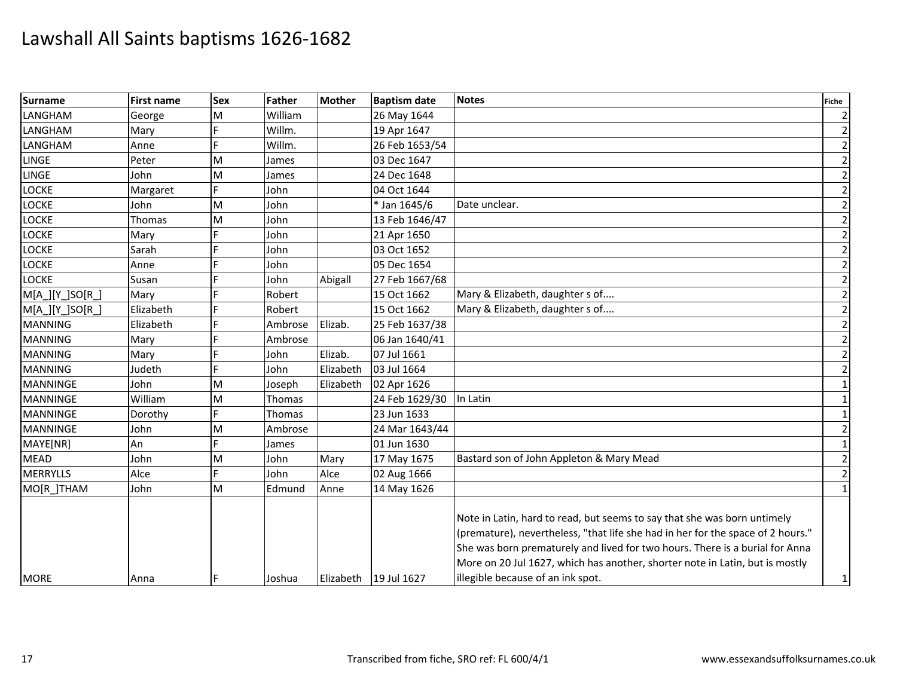# Lawshall All Saints baptisms 1626-1682

| Surname | First name | Sex | Father | Mother | Baptism date | Notes | Fiche |
|---|---|---|---|---|---|---|---|
| LANGHAM | George | M | William | | 26 May 1644 | | 2 |
| LANGHAM | Mary | F | Willm. | | 19 Apr 1647 | | 2 |
| LANGHAM | Anne | F | Willm. | | 26 Feb 1653/54 | | 2 |
| LINGE | Peter | M | James | | 03 Dec 1647 | | 2 |
| LINGE | John | M | James | | 24 Dec 1648 | | 2 |
| LOCKE | Margaret | F | John | | 04 Oct 1644 | | 2 |
| LOCKE | John | M | John | | * Jan 1645/6 | Date unclear. | 2 |
| LOCKE | Thomas | M | John | | 13 Feb 1646/47 | | 2 |
| LOCKE | Mary | F | John | | 21 Apr 1650 | | 2 |
| LOCKE | Sarah | F | John | | 03 Oct 1652 | | 2 |
| LOCKE | Anne | F | John | | 05 Dec 1654 | | 2 |
| LOCKE | Susan | F | John | Abigall | 27 Feb 1667/68 | | 2 |
| M[A_][Y_]SO[R_] | Mary | F | Robert | | 15 Oct 1662 | Mary & Elizabeth, daughter s of.... | 2 |
| M[A_][Y_]SO[R_] | Elizabeth | F | Robert | | 15 Oct 1662 | Mary & Elizabeth, daughter s of.... | 2 |
| MANNING | Elizabeth | F | Ambrose | Elizab. | 25 Feb 1637/38 | | 2 |
| MANNING | Mary | F | Ambrose | | 06 Jan 1640/41 | | 2 |
| MANNING | Mary | F | John | Elizab. | 07 Jul 1661 | | 2 |
| MANNING | Judeth | F | John | Elizabeth | 03 Jul 1664 | | 2 |
| MANNINGE | John | M | Joseph | Elizabeth | 02 Apr 1626 | | 1 |
| MANNINGE | William | M | Thomas | | 24 Feb 1629/30 | In Latin | 1 |
| MANNINGE | Dorothy | F | Thomas | | 23 Jun 1633 | | 1 |
| MANNINGE | John | M | Ambrose | | 24 Mar 1643/44 | | 2 |
| MAYE[NR] | An | F | James | | 01 Jun 1630 | | 1 |
| MEAD | John | M | John | Mary | 17 May 1675 | Bastard son of John Appleton & Mary Mead | 2 |
| MERRYLLS | Alce | F | John | Alce | 02 Aug 1666 | | 2 |
| MO[R_]THAM | John | M | Edmund | Anne | 14 May 1626 | | 1 |
| MORE | Anna | F | Joshua | Elizabeth | 19 Jul 1627 | Note in Latin, hard to read, but seems to say that she was born untimely (premature), nevertheless, "that life she had in her for the space of 2 hours." She was born prematurely and lived for two hours. There is a burial for Anna More on 20 Jul 1627, which has another, shorter note in Latin, but is mostly illegible because of an ink spot. | 1 |

Transcribed from fiche, SRO ref: FL 600/4/1

www.essexandsuffolksurnames.co.uk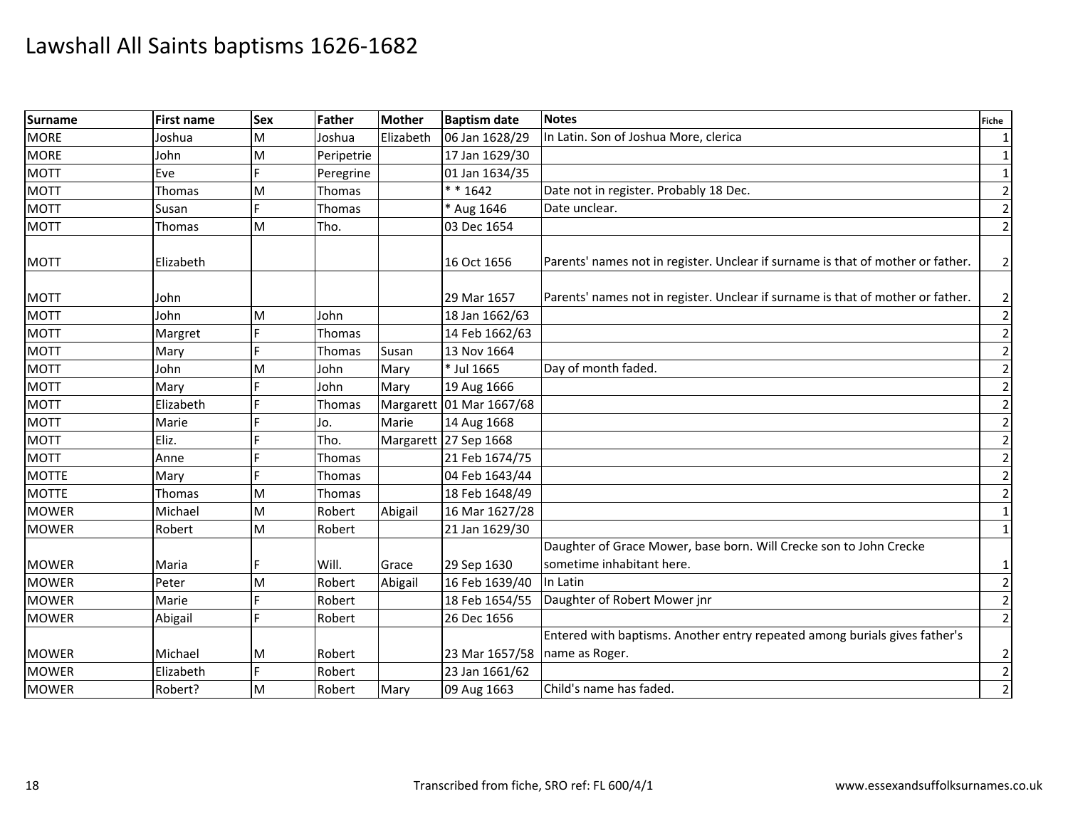# Lawshall All Saints baptisms 1626-1682

| Surname | First name | Sex | Father | Mother | Baptism date | Notes | Fiche |
|---|---|---|---|---|---|---|---|
| MORE | Joshua | M | Joshua | Elizabeth | 06 Jan 1628/29 | In Latin. Son of Joshua More, clerica | 1 |
| MORE | John | M | Peripetrie | | 17 Jan 1629/30 | | 1 |
| MOTT | Eve | F | Peregrine | | 01 Jan 1634/35 | | 1 |
| MOTT | Thomas | M | Thomas | | * * 1642 | Date not in register. Probably 18 Dec. | 2 |
| MOTT | Susan | F | Thomas | | * Aug 1646 | Date unclear. | 2 |
| MOTT | Thomas | M | Tho. | | 03 Dec 1654 | | 2 |
| MOTT | Elizabeth | | | | 16 Oct 1656 | Parents' names not in register. Unclear if surname is that of mother or father. | 2 |
| MOTT | John | | | | 29 Mar 1657 | Parents' names not in register. Unclear if surname is that of mother or father. | 2 |
| MOTT | John | M | John | | 18 Jan 1662/63 | | 2 |
| MOTT | Margret | F | Thomas | | 14 Feb 1662/63 | | 2 |
| MOTT | Mary | F | Thomas | Susan | 13 Nov 1664 | | 2 |
| MOTT | John | M | John | Mary | * Jul 1665 | Day of month faded. | 2 |
| MOTT | Mary | F | John | Mary | 19 Aug 1666 | | 2 |
| MOTT | Elizabeth | F | Thomas | Margarett | 01 Mar 1667/68 | | 2 |
| MOTT | Marie | F | Jo. | Marie | 14 Aug 1668 | | 2 |
| MOTT | Eliz. | F | Tho. | Margarett | 27 Sep 1668 | | 2 |
| MOTT | Anne | F | Thomas | | 21 Feb 1674/75 | | 2 |
| MOTTE | Mary | F | Thomas | | 04 Feb 1643/44 | | 2 |
| MOTTE | Thomas | M | Thomas | | 18 Feb 1648/49 | | 2 |
| MOWER | Michael | M | Robert | Abigail | 16 Mar 1627/28 | | 1 |
| MOWER | Robert | M | Robert | | 21 Jan 1629/30 | | 1 |
| MOWER | Maria | F | Will. | Grace | 29 Sep 1630 | Daughter of Grace Mower, base born. Will Crecke son to John Crecke sometime inhabitant here. | 1 |
| MOWER | Peter | M | Robert | Abigail | 16 Feb 1639/40 | In Latin | 2 |
| MOWER | Marie | F | Robert | | 18 Feb 1654/55 | Daughter of Robert Mower jnr | 2 |
| MOWER | Abigail | F | Robert | | 26 Dec 1656 | | 2 |
| MOWER | Michael | M | Robert | | 23 Mar 1657/58 | Entered with baptisms. Another entry repeated among burials gives father's name as Roger. | 2 |
| MOWER | Elizabeth | F | Robert | | 23 Jan 1661/62 | | 2 |
| MOWER | Robert? | M | Robert | Mary | 09 Aug 1663 | Child's name has faded. | 2 |

Transcribed from fiche, SRO ref: FL 600/4/1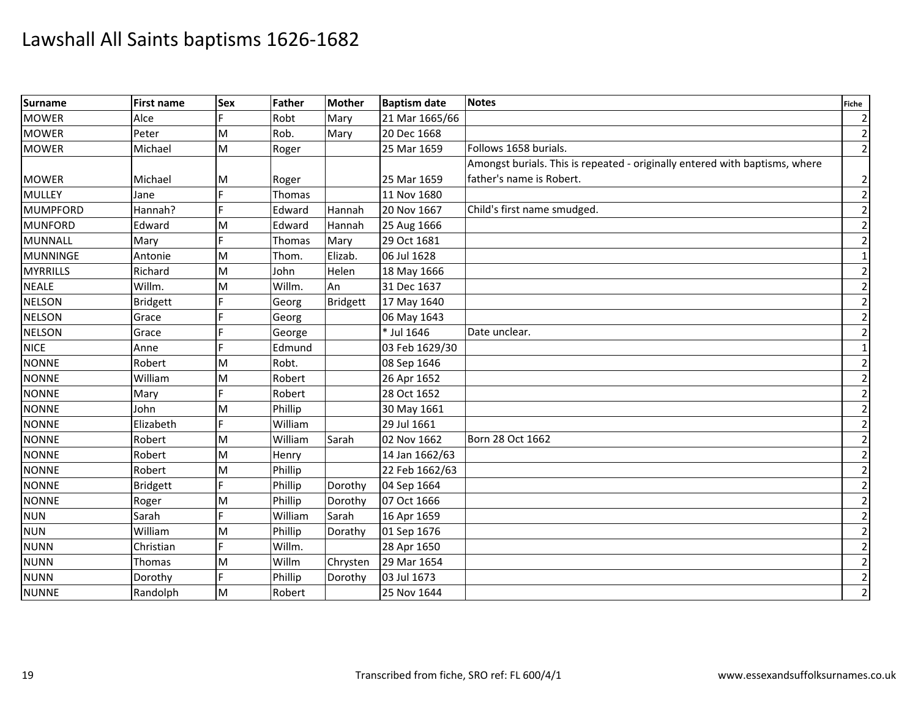# Lawshall All Saints baptisms 1626-1682

| Surname | First name | Sex | Father | Mother | Baptism date | Notes | Fiche |
|---|---|---|---|---|---|---|---|
| MOWER | Alce | F | Robt | Mary | 21 Mar 1665/66 | | 2 |
| MOWER | Peter | M | Rob. | Mary | 20 Dec 1668 | | 2 |
| MOWER | Michael | M | Roger | | 25 Mar 1659 | Follows 1658 burials. | 2 |
| MOWER | Michael | M | Roger | | 25 Mar 1659 | Amongst burials. This is repeated - originally entered with baptisms, where father's name is Robert. | 2 |
| MULLEY | Jane | F | Thomas | | 11 Nov 1680 | | 2 |
| MUMPFORD | Hannah? | F | Edward | Hannah | 20 Nov 1667 | Child's first name smudged. | 2 |
| MUNFORD | Edward | M | Edward | Hannah | 25 Aug 1666 | | 2 |
| MUNNALL | Mary | F | Thomas | Mary | 29 Oct 1681 | | 2 |
| MUNNINGE | Antonie | M | Thom. | Elizab. | 06 Jul 1628 | | 1 |
| MYRRILLS | Richard | M | John | Helen | 18 May 1666 | | 2 |
| NEALE | Willm. | M | Willm. | An | 31 Dec 1637 | | 2 |
| NELSON | Bridgett | F | Georg | Bridgett | 17 May 1640 | | 2 |
| NELSON | Grace | F | Georg | | 06 May 1643 | | 2 |
| NELSON | Grace | F | George | | * Jul 1646 | Date unclear. | 2 |
| NICE | Anne | F | Edmund | | 03 Feb 1629/30 | | 1 |
| NONNE | Robert | M | Robt. | | 08 Sep 1646 | | 2 |
| NONNE | William | M | Robert | | 26 Apr 1652 | | 2 |
| NONNE | Mary | F | Robert | | 28 Oct 1652 | | 2 |
| NONNE | John | M | Phillip | | 30 May 1661 | | 2 |
| NONNE | Elizabeth | F | William | | 29 Jul 1661 | | 2 |
| NONNE | Robert | M | William | Sarah | 02 Nov 1662 | Born 28 Oct 1662 | 2 |
| NONNE | Robert | M | Henry | | 14 Jan 1662/63 | | 2 |
| NONNE | Robert | M | Phillip | | 22 Feb 1662/63 | | 2 |
| NONNE | Bridgett | F | Phillip | Dorothy | 04 Sep 1664 | | 2 |
| NONNE | Roger | M | Phillip | Dorothy | 07 Oct 1666 | | 2 |
| NUN | Sarah | F | William | Sarah | 16 Apr 1659 | | 2 |
| NUN | William | M | Phillip | Dorathy | 01 Sep 1676 | | 2 |
| NUNN | Christian | F | Willm. | | 28 Apr 1650 | | 2 |
| NUNN | Thomas | M | Willm | Chrysten | 29 Mar 1654 | | 2 |
| NUNN | Dorothy | F | Phillip | Dorothy | 03 Jul 1673 | | 2 |
| NUNNE | Randolph | M | Robert | | 25 Nov 1644 | | 2 |

Transcribed from fiche, SRO ref: FL 600/4/1 www.essexandsuffolksurnames.co.uk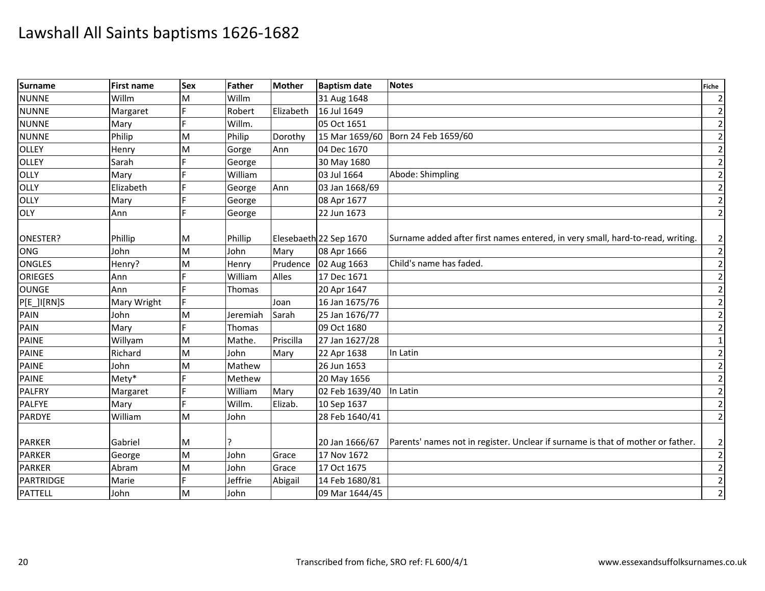# Lawshall All Saints baptisms 1626-1682

| Surname | First name | Sex | Father | Mother | Baptism date | Notes | Fiche |
|---|---|---|---|---|---|---|---|
| NUNNE | Willm | M | Willm | | 31 Aug 1648 | | 2 |
| NUNNE | Margaret | F | Robert | Elizabeth | 16 Jul 1649 | | 2 |
| NUNNE | Mary | F | Willm. | | 05 Oct 1651 | | 2 |
| NUNNE | Philip | M | Philip | Dorothy | 15 Mar 1659/60 | Born 24 Feb 1659/60 | 2 |
| OLLEY | Henry | M | Gorge | Ann | 04 Dec 1670 | | 2 |
| OLLEY | Sarah | F | George | | 30 May 1680 | | 2 |
| OLLY | Mary | F | William | | 03 Jul 1664 | Abode: Shimpling | 2 |
| OLLY | Elizabeth | F | George | Ann | 03 Jan 1668/69 | | 2 |
| OLLY | Mary | F | George | | 08 Apr 1677 | | 2 |
| OLY | Ann | F | George | | 22 Jun 1673 | | 2 |
| ONESTER? | Phillip | M | Phillip | Elesebaeth | 22 Sep 1670 | Surname added after first names entered, in very small, hard-to-read, writing. | 2 |
| ONG | John | M | John | Mary | 08 Apr 1666 | | 2 |
| ONGLES | Henry? | M | Henry | Prudence | 02 Aug 1663 | Child's name has faded. | 2 |
| ORIEGES | Ann | F | William | Alles | 17 Dec 1671 | | 2 |
| OUNGE | Ann | F | Thomas | | 20 Apr 1647 | | 2 |
| P[E_]I[RN]S | Mary Wright | F | | Joan | 16 Jan 1675/76 | | 2 |
| PAIN | John | M | Jeremiah | Sarah | 25 Jan 1676/77 | | 2 |
| PAIN | Mary | F | Thomas | | 09 Oct 1680 | | 2 |
| PAINE | Willyam | M | Mathe. | Priscilla | 27 Jan 1627/28 | | 1 |
| PAINE | Richard | M | John | Mary | 22 Apr 1638 | In Latin | 2 |
| PAINE | John | M | Mathew | | 26 Jun 1653 | | 2 |
| PAINE | Mety* | F | Methew | | 20 May 1656 | | 2 |
| PALFRY | Margaret | F | William | Mary | 02 Feb 1639/40 | In Latin | 2 |
| PALFYE | Mary | F | Willm. | Elizab. | 10 Sep 1637 | | 2 |
| PARDYE | William | M | John | | 28 Feb 1640/41 | | 2 |
| PARKER | Gabriel | M | ? | | 20 Jan 1666/67 | Parents' names not in register. Unclear if surname is that of mother or father. | 2 |
| PARKER | George | M | John | Grace | 17 Nov 1672 | | 2 |
| PARKER | Abram | M | John | Grace | 17 Oct 1675 | | 2 |
| PARTRIDGE | Marie | F | Jeffrie | Abigail | 14 Feb 1680/81 | | 2 |
| PATTELL | John | M | John | | 09 Mar 1644/45 | | 2 |

Transcribed from fiche, SRO ref: FL 600/4/1

www.essexandsuffolksurnames.co.uk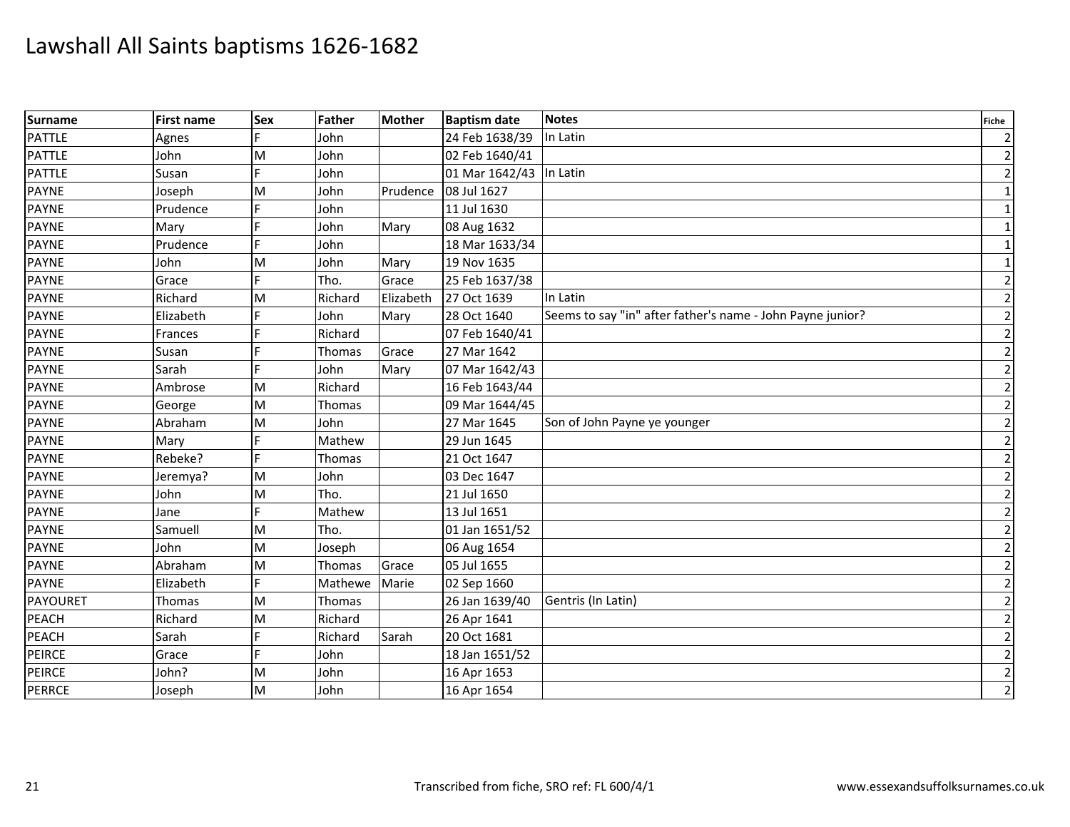# Lawshall All Saints baptisms 1626-1682

| Surname | First name | Sex | Father | Mother | Baptism date | Notes | Fiche |
|---|---|---|---|---|---|---|---|
| PATTLE | Agnes | F | John | | 24 Feb 1638/39 | In Latin | 2 |
| PATTLE | John | M | John | | 02 Feb 1640/41 | | 2 |
| PATTLE | Susan | F | John | | 01 Mar 1642/43 | In Latin | 2 |
| PAYNE | Joseph | M | John | Prudence | 08 Jul 1627 | | 1 |
| PAYNE | Prudence | F | John | | 11 Jul 1630 | | 1 |
| PAYNE | Mary | F | John | Mary | 08 Aug 1632 | | 1 |
| PAYNE | Prudence | F | John | | 18 Mar 1633/34 | | 1 |
| PAYNE | John | M | John | Mary | 19 Nov 1635 | | 1 |
| PAYNE | Grace | F | Tho. | Grace | 25 Feb 1637/38 | | 2 |
| PAYNE | Richard | M | Richard | Elizabeth | 27 Oct 1639 | In Latin | 2 |
| PAYNE | Elizabeth | F | John | Mary | 28 Oct 1640 | Seems to say "in" after father's name - John Payne junior? | 2 |
| PAYNE | Frances | F | Richard | | 07 Feb 1640/41 | | 2 |
| PAYNE | Susan | F | Thomas | Grace | 27 Mar 1642 | | 2 |
| PAYNE | Sarah | F | John | Mary | 07 Mar 1642/43 | | 2 |
| PAYNE | Ambrose | M | Richard | | 16 Feb 1643/44 | | 2 |
| PAYNE | George | M | Thomas | | 09 Mar 1644/45 | | 2 |
| PAYNE | Abraham | M | John | | 27 Mar 1645 | Son of John Payne ye younger | 2 |
| PAYNE | Mary | F | Mathew | | 29 Jun 1645 | | 2 |
| PAYNE | Rebeke? | F | Thomas | | 21 Oct 1647 | | 2 |
| PAYNE | Jeremya? | M | John | | 03 Dec 1647 | | 2 |
| PAYNE | John | M | Tho. | | 21 Jul 1650 | | 2 |
| PAYNE | Jane | F | Mathew | | 13 Jul 1651 | | 2 |
| PAYNE | Samuell | M | Tho. | | 01 Jan 1651/52 | | 2 |
| PAYNE | John | M | Joseph | | 06 Aug 1654 | | 2 |
| PAYNE | Abraham | M | Thomas | Grace | 05 Jul 1655 | | 2 |
| PAYNE | Elizabeth | F | Mathewe | Marie | 02 Sep 1660 | | 2 |
| PAYOURET | Thomas | M | Thomas | | 26 Jan 1639/40 | Gentris (In Latin) | 2 |
| PEACH | Richard | M | Richard | | 26 Apr 1641 | | 2 |
| PEACH | Sarah | F | Richard | Sarah | 20 Oct 1681 | | 2 |
| PEIRCE | Grace | F | John | | 18 Jan 1651/52 | | 2 |
| PEIRCE | John? | M | John | | 16 Apr 1653 | | 2 |
| PERRCE | Joseph | M | John | | 16 Apr 1654 | | 2 |

Transcribed from fiche, SRO ref: FL 600/4/1

www.essexandsuffolksurnames.co.uk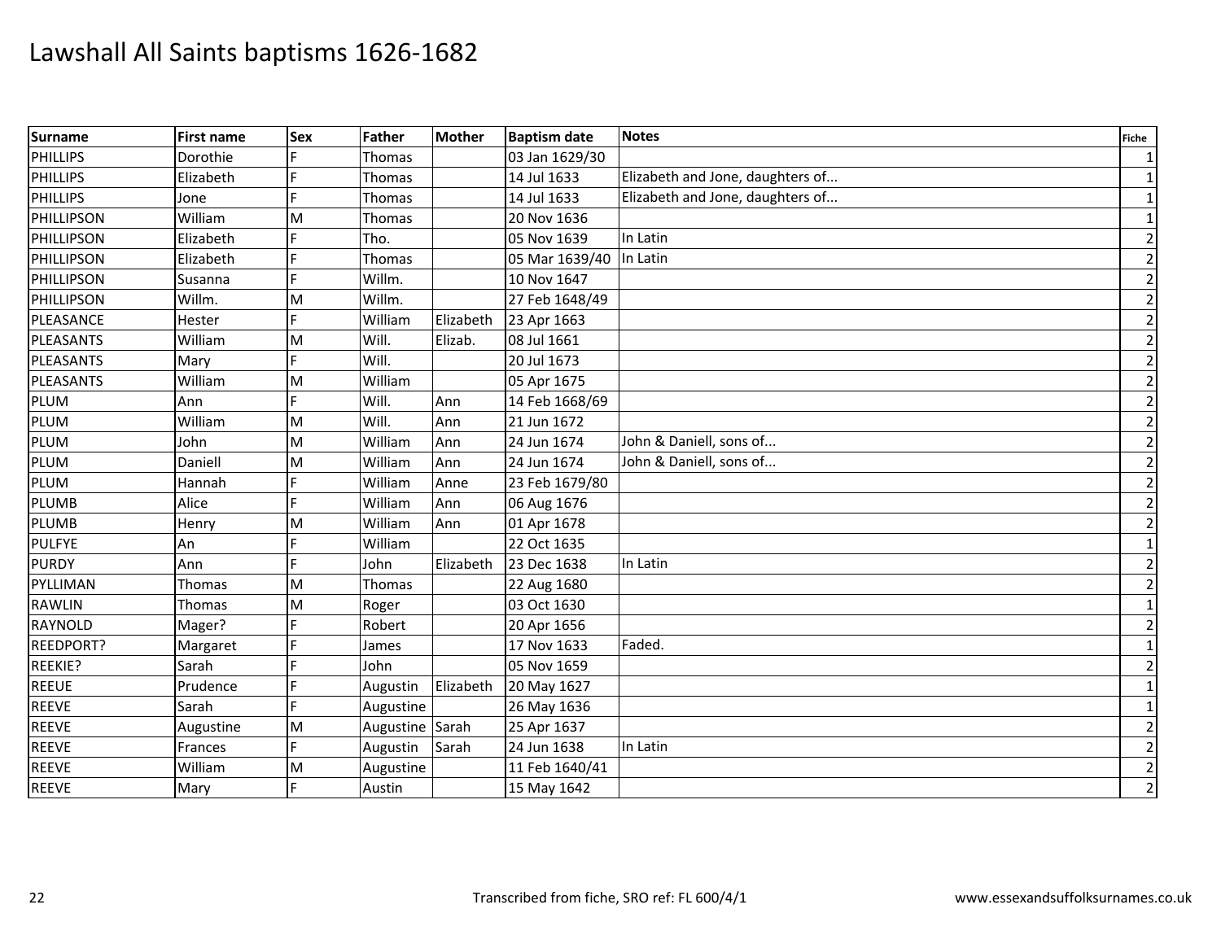# Lawshall All Saints baptisms 1626-1682

| Surname | First name | Sex | Father | Mother | Baptism date | Notes | Fiche |
|---|---|---|---|---|---|---|---|
| PHILLIPS | Dorothie | F | Thomas | | 03 Jan 1629/30 | | 1 |
| PHILLIPS | Elizabeth | F | Thomas | | 14 Jul 1633 | Elizabeth and Jone, daughters of... | 1 |
| PHILLIPS | Jone | F | Thomas | | 14 Jul 1633 | Elizabeth and Jone, daughters of... | 1 |
| PHILLIPSON | William | M | Thomas | | 20 Nov 1636 | | 1 |
| PHILLIPSON | Elizabeth | F | Tho. | | 05 Nov 1639 | In Latin | 2 |
| PHILLIPSON | Elizabeth | F | Thomas | | 05 Mar 1639/40 | In Latin | 2 |
| PHILLIPSON | Susanna | F | Willm. | | 10 Nov 1647 | | 2 |
| PHILLIPSON | Willm. | M | Willm. | | 27 Feb 1648/49 | | 2 |
| PLEASANCE | Hester | F | William | Elizabeth | 23 Apr 1663 | | 2 |
| PLEASANTS | William | M | Will. | Elizab. | 08 Jul 1661 | | 2 |
| PLEASANTS | Mary | F | Will. | | 20 Jul 1673 | | 2 |
| PLEASANTS | William | M | William | | 05 Apr 1675 | | 2 |
| PLUM | Ann | F | Will. | Ann | 14 Feb 1668/69 | | 2 |
| PLUM | William | M | Will. | Ann | 21 Jun 1672 | | 2 |
| PLUM | John | M | William | Ann | 24 Jun 1674 | John & Daniell, sons of... | 2 |
| PLUM | Daniell | M | William | Ann | 24 Jun 1674 | John & Daniell, sons of... | 2 |
| PLUM | Hannah | F | William | Anne | 23 Feb 1679/80 | | 2 |
| PLUMB | Alice | F | William | Ann | 06 Aug 1676 | | 2 |
| PLUMB | Henry | M | William | Ann | 01 Apr 1678 | | 2 |
| PULFYE | An | F | William | | 22 Oct 1635 | | 1 |
| PURDY | Ann | F | John | Elizabeth | 23 Dec 1638 | In Latin | 2 |
| PYLLIMAN | Thomas | M | Thomas | | 22 Aug 1680 | | 2 |
| RAWLIN | Thomas | M | Roger | | 03 Oct 1630 | | 1 |
| RAYNOLD | Mager? | F | Robert | | 20 Apr 1656 | | 2 |
| REEDPORT? | Margaret | F | James | | 17 Nov 1633 | Faded. | 1 |
| REEKIE? | Sarah | F | John | | 05 Nov 1659 | | 2 |
| REEUE | Prudence | F | Augustin | Elizabeth | 20 May 1627 | | 1 |
| REEVE | Sarah | F | Augustine | | 26 May 1636 | | 1 |
| REEVE | Augustine | M | Augustine | Sarah | 25 Apr 1637 | | 2 |
| REEVE | Frances | F | Augustin | Sarah | 24 Jun 1638 | In Latin | 2 |
| REEVE | William | M | Augustine | | 11 Feb 1640/41 | | 2 |
| REEVE | Mary | F | Austin | | 15 May 1642 | | 2 |

Transcribed from fiche, SRO ref: FL 600/4/1

www.essexandsuffolksurnames.co.uk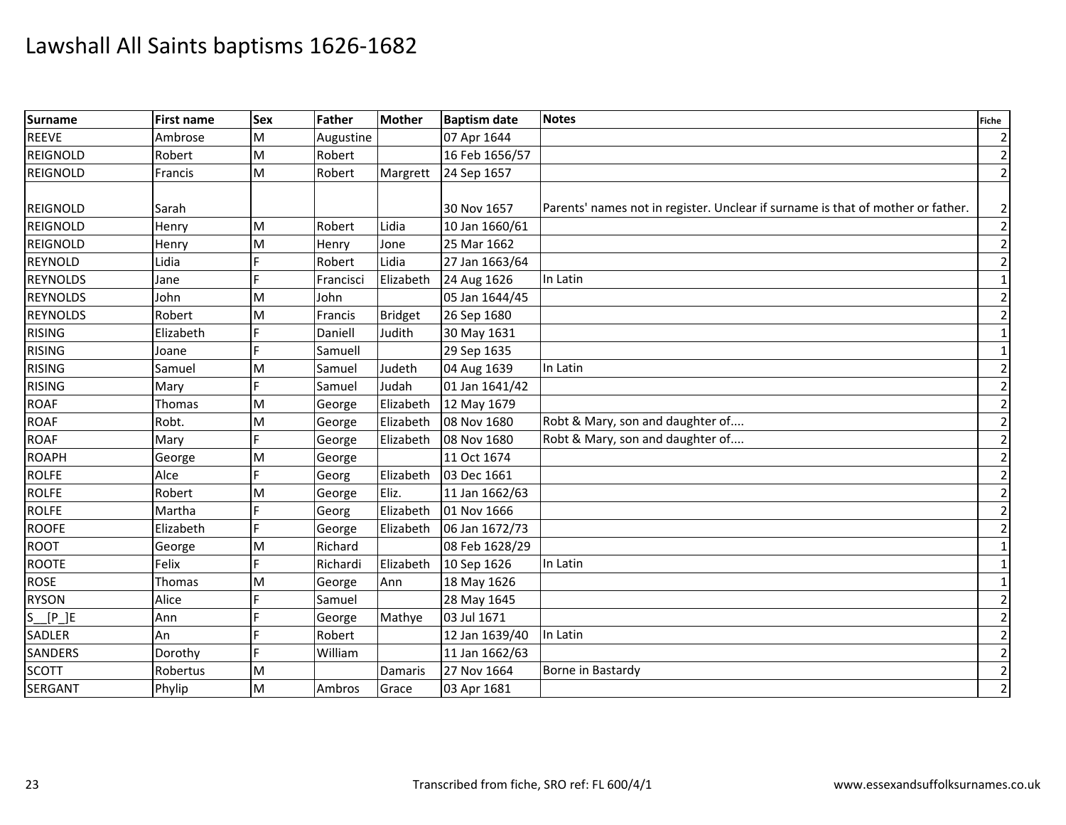# Lawshall All Saints baptisms 1626-1682

| Surname | First name | Sex | Father | Mother | Baptism date | Notes | Fiche |
|---|---|---|---|---|---|---|---|
| REEVE | Ambrose | M | Augustine | | 07 Apr 1644 | | 2 |
| REIGNOLD | Robert | M | Robert | | 16 Feb 1656/57 | | 2 |
| REIGNOLD | Francis | M | Robert | Margrett | 24 Sep 1657 | | 2 |
| REIGNOLD | Sarah | | | | 30 Nov 1657 | Parents' names not in register. Unclear if surname is that of mother or father. | 2 |
| REIGNOLD | Henry | M | Robert | Lidia | 10 Jan 1660/61 | | 2 |
| REIGNOLD | Henry | M | Henry | Jone | 25 Mar 1662 | | 2 |
| REYNOLD | Lidia | F | Robert | Lidia | 27 Jan 1663/64 | | 2 |
| REYNOLDS | Jane | F | Francisci | Elizabeth | 24 Aug 1626 | In Latin | 1 |
| REYNOLDS | John | M | John | | 05 Jan 1644/45 | | 2 |
| REYNOLDS | Robert | M | Francis | Bridget | 26 Sep 1680 | | 2 |
| RISING | Elizabeth | F | Daniell | Judith | 30 May 1631 | | 1 |
| RISING | Joane | F | Samuell | | 29 Sep 1635 | | 1 |
| RISING | Samuel | M | Samuel | Judeth | 04 Aug 1639 | In Latin | 2 |
| RISING | Mary | F | Samuel | Judah | 01 Jan 1641/42 | | 2 |
| ROAF | Thomas | M | George | Elizabeth | 12 May 1679 | | 2 |
| ROAF | Robt. | M | George | Elizabeth | 08 Nov 1680 | Robt & Mary, son and daughter of.... | 2 |
| ROAF | Mary | F | George | Elizabeth | 08 Nov 1680 | Robt & Mary, son and daughter of.... | 2 |
| ROAPH | George | M | George | | 11 Oct 1674 | | 2 |
| ROLFE | Alce | F | Georg | Elizabeth | 03 Dec 1661 | | 2 |
| ROLFE | Robert | M | George | Eliz. | 11 Jan 1662/63 | | 2 |
| ROLFE | Martha | F | Georg | Elizabeth | 01 Nov 1666 | | 2 |
| ROOFE | Elizabeth | F | George | Elizabeth | 06 Jan 1672/73 | | 2 |
| ROOT | George | M | Richard | | 08 Feb 1628/29 | | 1 |
| ROOTE | Felix | F | Richardi | Elizabeth | 10 Sep 1626 | In Latin | 1 |
| ROSE | Thomas | M | George | Ann | 18 May 1626 | | 1 |
| RYSON | Alice | F | Samuel | | 28 May 1645 | | 2 |
| S__[P_]E | Ann | F | George | Mathye | 03 Jul 1671 | | 2 |
| SADLER | An | F | Robert | | 12 Jan 1639/40 | In Latin | 2 |
| SANDERS | Dorothy | F | William | | 11 Jan 1662/63 | | 2 |
| SCOTT | Robertus | M | | Damaris | 27 Nov 1664 | Borne in Bastardy | 2 |
| SERGANT | Phylip | M | Ambros | Grace | 03 Apr 1681 | | 2 |

Transcribed from fiche, SRO ref: FL 600/4/1

www.essexandsuffolksurnames.co.uk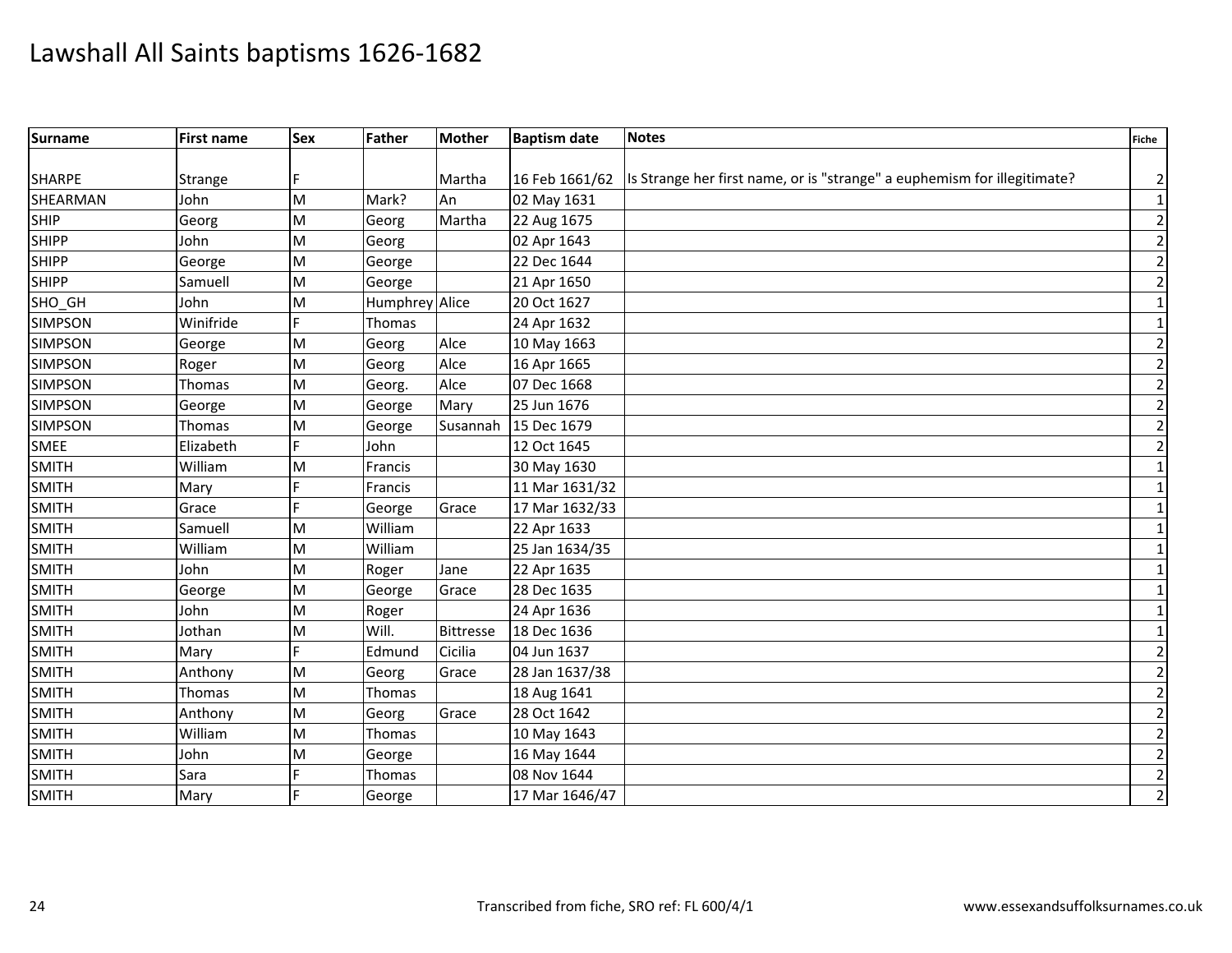# Lawshall All Saints baptisms 1626-1682

| Surname | First name | Sex | Father | Mother | Baptism date | Notes | Fiche |
|---|---|---|---|---|---|---|---|
| SHARPE | Strange | F | | Martha | 16 Feb 1661/62 | Is Strange her first name, or is "strange" a euphemism for illegitimate? | 2 |
| SHEARMAN | John | M | Mark? | An | 02 May 1631 | | 1 |
| SHIP | Georg | M | Georg | Martha | 22 Aug 1675 | | 2 |
| SHIPP | John | M | Georg | | 02 Apr 1643 | | 2 |
| SHIPP | George | M | George | | 22 Dec 1644 | | 2 |
| SHIPP | Samuell | M | George | | 21 Apr 1650 | | 2 |
| SHO_GH | John | M | Humphrey | Alice | 20 Oct 1627 | | 1 |
| SIMPSON | Winifride | F | Thomas | | 24 Apr 1632 | | 1 |
| SIMPSON | George | M | Georg | Alce | 10 May 1663 | | 2 |
| SIMPSON | Roger | M | Georg | Alce | 16 Apr 1665 | | 2 |
| SIMPSON | Thomas | M | Georg. | Alce | 07 Dec 1668 | | 2 |
| SIMPSON | George | M | George | Mary | 25 Jun 1676 | | 2 |
| SIMPSON | Thomas | M | George | Susannah | 15 Dec 1679 | | 2 |
| SMEE | Elizabeth | F | John | | 12 Oct 1645 | | 2 |
| SMITH | William | M | Francis | | 30 May 1630 | | 1 |
| SMITH | Mary | F | Francis | | 11 Mar 1631/32 | | 1 |
| SMITH | Grace | F | George | Grace | 17 Mar 1632/33 | | 1 |
| SMITH | Samuell | M | William | | 22 Apr 1633 | | 1 |
| SMITH | William | M | William | | 25 Jan 1634/35 | | 1 |
| SMITH | John | M | Roger | Jane | 22 Apr 1635 | | 1 |
| SMITH | George | M | George | Grace | 28 Dec 1635 | | 1 |
| SMITH | John | M | Roger | | 24 Apr 1636 | | 1 |
| SMITH | Jothan | M | Will. | Bittresse | 18 Dec 1636 | | 1 |
| SMITH | Mary | F | Edmund | Cicilia | 04 Jun 1637 | | 2 |
| SMITH | Anthony | M | Georg | Grace | 28 Jan 1637/38 | | 2 |
| SMITH | Thomas | M | Thomas | | 18 Aug 1641 | | 2 |
| SMITH | Anthony | M | Georg | Grace | 28 Oct 1642 | | 2 |
| SMITH | William | M | Thomas | | 10 May 1643 | | 2 |
| SMITH | John | M | George | | 16 May 1644 | | 2 |
| SMITH | Sara | F | Thomas | | 08 Nov 1644 | | 2 |
| SMITH | Mary | F | George | | 17 Mar 1646/47 | | 2 |

Transcribed from fiche, SRO ref: FL 600/4/1

www.essexandsuffolksurnames.co.uk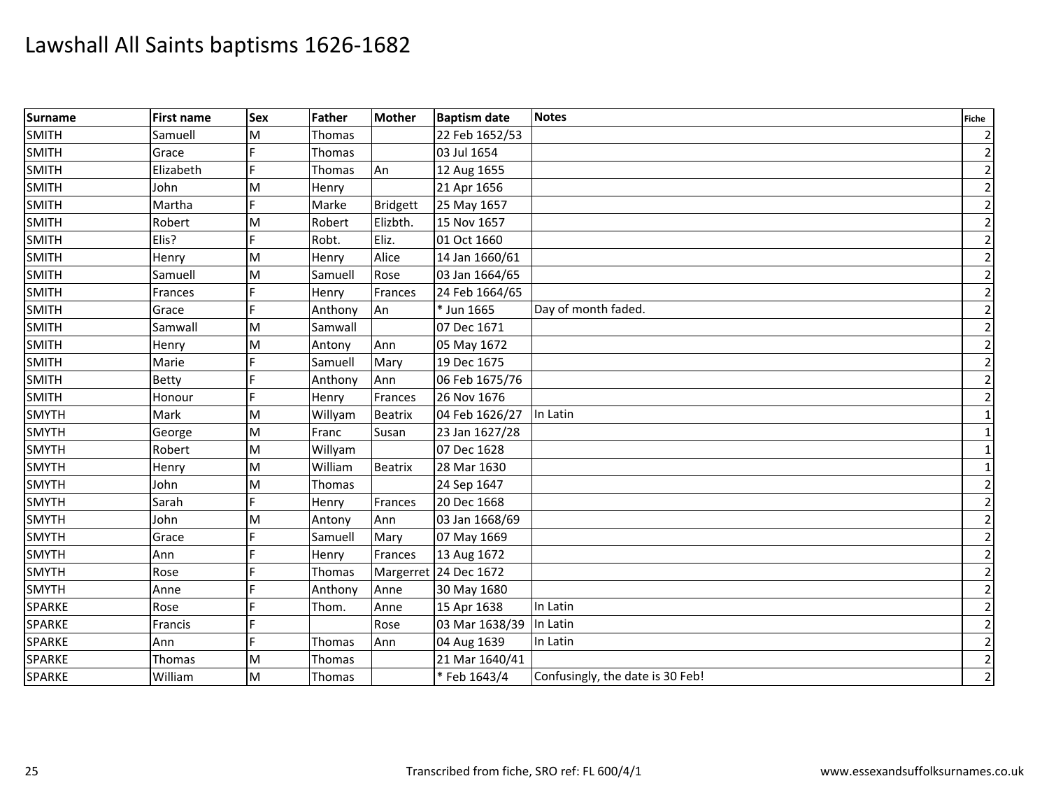# Lawshall All Saints baptisms 1626-1682

| Surname | First name | Sex | Father | Mother | Baptism date | Notes | Fiche |
|---|---|---|---|---|---|---|---|
| SMITH | Samuell | M | Thomas | | 22 Feb 1652/53 | | 2 |
| SMITH | Grace | F | Thomas | | 03 Jul 1654 | | 2 |
| SMITH | Elizabeth | F | Thomas | An | 12 Aug 1655 | | 2 |
| SMITH | John | M | Henry | | 21 Apr 1656 | | 2 |
| SMITH | Martha | F | Marke | Bridgett | 25 May 1657 | | 2 |
| SMITH | Robert | M | Robert | Elizbth. | 15 Nov 1657 | | 2 |
| SMITH | Elis? | F | Robt. | Eliz. | 01 Oct 1660 | | 2 |
| SMITH | Henry | M | Henry | Alice | 14 Jan 1660/61 | | 2 |
| SMITH | Samuell | M | Samuell | Rose | 03 Jan 1664/65 | | 2 |
| SMITH | Frances | F | Henry | Frances | 24 Feb 1664/65 | | 2 |
| SMITH | Grace | F | Anthony | An | * Jun 1665 | Day of month faded. | 2 |
| SMITH | Samwall | M | Samwall | | 07 Dec 1671 | | 2 |
| SMITH | Henry | M | Antony | Ann | 05 May 1672 | | 2 |
| SMITH | Marie | F | Samuell | Mary | 19 Dec 1675 | | 2 |
| SMITH | Betty | F | Anthony | Ann | 06 Feb 1675/76 | | 2 |
| SMITH | Honour | F | Henry | Frances | 26 Nov 1676 | | 2 |
| SMYTH | Mark | M | Willyam | Beatrix | 04 Feb 1626/27 | In Latin | 1 |
| SMYTH | George | M | Franc | Susan | 23 Jan 1627/28 | | 1 |
| SMYTH | Robert | M | Willyam | | 07 Dec 1628 | | 1 |
| SMYTH | Henry | M | William | Beatrix | 28 Mar 1630 | | 1 |
| SMYTH | John | M | Thomas | | 24 Sep 1647 | | 2 |
| SMYTH | Sarah | F | Henry | Frances | 20 Dec 1668 | | 2 |
| SMYTH | John | M | Antony | Ann | 03 Jan 1668/69 | | 2 |
| SMYTH | Grace | F | Samuell | Mary | 07 May 1669 | | 2 |
| SMYTH | Ann | F | Henry | Frances | 13 Aug 1672 | | 2 |
| SMYTH | Rose | F | Thomas | Margerret | 24 Dec 1672 | | 2 |
| SMYTH | Anne | F | Anthony | Anne | 30 May 1680 | | 2 |
| SPARKE | Rose | F | Thom. | Anne | 15 Apr 1638 | In Latin | 2 |
| SPARKE | Francis | F | | Rose | 03 Mar 1638/39 | In Latin | 2 |
| SPARKE | Ann | F | Thomas | Ann | 04 Aug 1639 | In Latin | 2 |
| SPARKE | Thomas | M | Thomas | | 21 Mar 1640/41 | | 2 |
| SPARKE | William | M | Thomas | | * Feb 1643/4 | Confusingly, the date is 30 Feb! | 2 |

Transcribed from fiche, SRO ref: FL 600/4/1

www.essexandsuffolksurnames.co.uk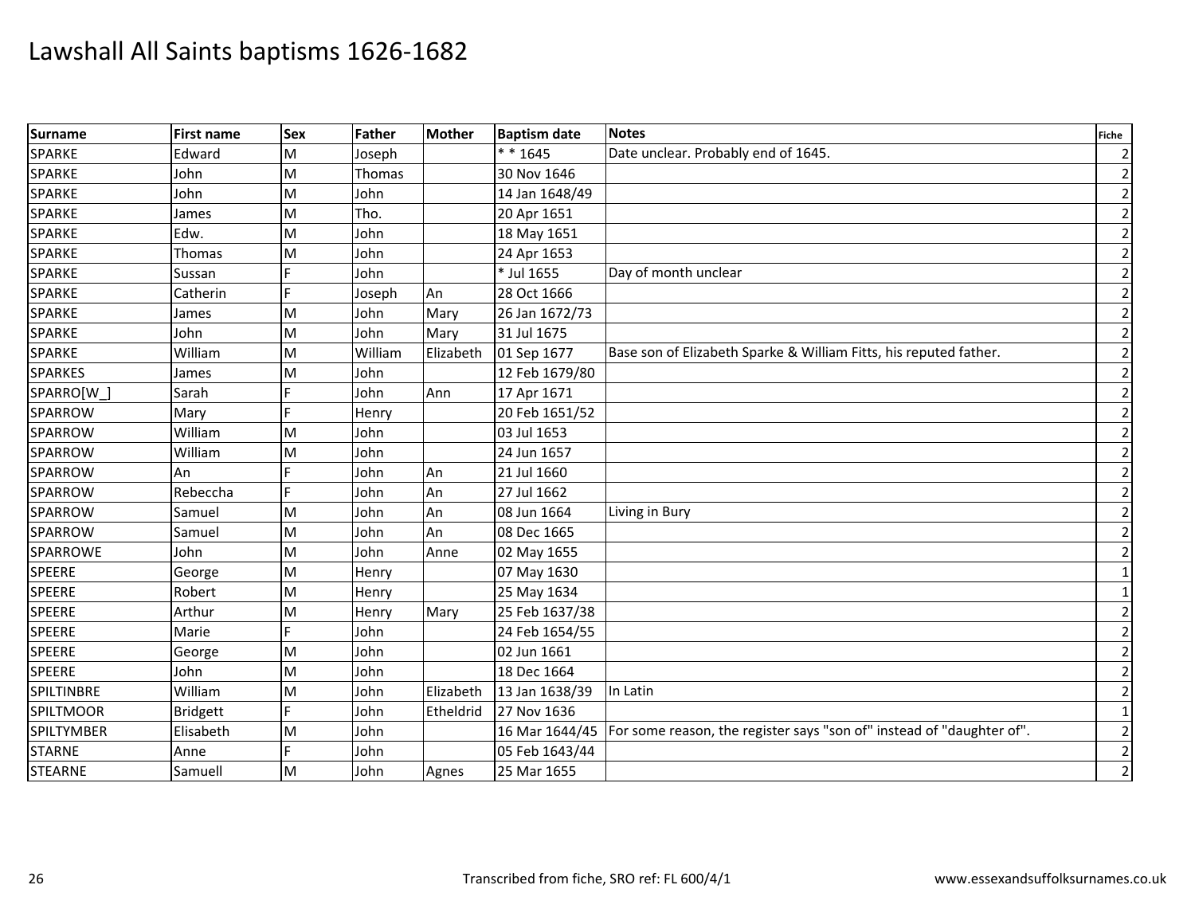# Lawshall All Saints baptisms 1626-1682

| Surname | First name | Sex | Father | Mother | Baptism date | Notes | Fiche |
|---|---|---|---|---|---|---|---|
| SPARKE | Edward | M | Joseph | | * * 1645 | Date unclear. Probably end of 1645. | 2 |
| SPARKE | John | M | Thomas | | 30 Nov 1646 | | 2 |
| SPARKE | John | M | John | | 14 Jan 1648/49 | | 2 |
| SPARKE | James | M | Tho. | | 20 Apr 1651 | | 2 |
| SPARKE | Edw. | M | John | | 18 May 1651 | | 2 |
| SPARKE | Thomas | M | John | | 24 Apr 1653 | | 2 |
| SPARKE | Sussan | F | John | | * Jul 1655 | Day of month unclear | 2 |
| SPARKE | Catherin | F | Joseph | An | 28 Oct 1666 | | 2 |
| SPARKE | James | M | John | Mary | 26 Jan 1672/73 | | 2 |
| SPARKE | John | M | John | Mary | 31 Jul 1675 | | 2 |
| SPARKE | William | M | William | Elizabeth | 01 Sep 1677 | Base son of Elizabeth Sparke & William Fitts, his reputed father. | 2 |
| SPARKES | James | M | John | | 12 Feb 1679/80 | | 2 |
| SPARRO[W_] | Sarah | F | John | Ann | 17 Apr 1671 | | 2 |
| SPARROW | Mary | F | Henry | | 20 Feb 1651/52 | | 2 |
| SPARROW | William | M | John | | 03 Jul 1653 | | 2 |
| SPARROW | William | M | John | | 24 Jun 1657 | | 2 |
| SPARROW | An | F | John | An | 21 Jul 1660 | | 2 |
| SPARROW | Rebeccha | F | John | An | 27 Jul 1662 | | 2 |
| SPARROW | Samuel | M | John | An | 08 Jun 1664 | Living in Bury | 2 |
| SPARROW | Samuel | M | John | An | 08 Dec 1665 | | 2 |
| SPARROWE | John | M | John | Anne | 02 May 1655 | | 2 |
| SPEERE | George | M | Henry | | 07 May 1630 | | 1 |
| SPEERE | Robert | M | Henry | | 25 May 1634 | | 1 |
| SPEERE | Arthur | M | Henry | Mary | 25 Feb 1637/38 | | 2 |
| SPEERE | Marie | F | John | | 24 Feb 1654/55 | | 2 |
| SPEERE | George | M | John | | 02 Jun 1661 | | 2 |
| SPEERE | John | M | John | | 18 Dec 1664 | | 2 |
| SPILTINBRE | William | M | John | Elizabeth | 13 Jan 1638/39 | In Latin | 2 |
| SPILTMOOR | Bridgett | F | John | Etheldrid | 27 Nov 1636 | | 1 |
| SPILTYMBER | Elisabeth | M | John | | 16 Mar 1644/45 | For some reason, the register says "son of" instead of "daughter of". | 2 |
| STARNE | Anne | F | John | | 05 Feb 1643/44 | | 2 |
| STEARNE | Samuell | M | John | Agnes | 25 Mar 1655 | | 2 |

Transcribed from fiche, SRO ref: FL 600/4/1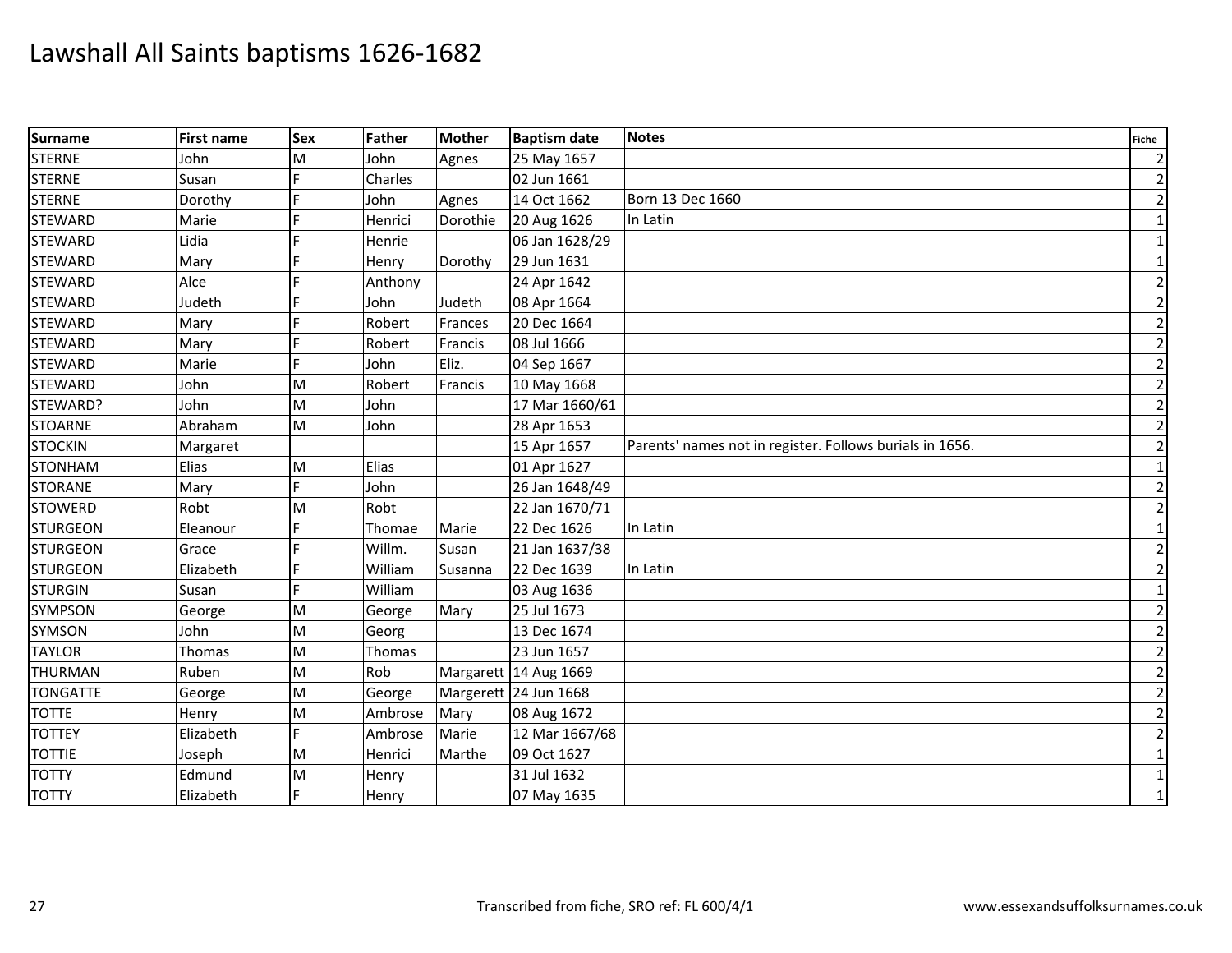# Lawshall All Saints baptisms 1626-1682

| Surname | First name | Sex | Father | Mother | Baptism date | Notes | Fiche |
|---|---|---|---|---|---|---|---|
| STERNE | John | M | John | Agnes | 25 May 1657 | | 2 |
| STERNE | Susan | F | Charles | | 02 Jun 1661 | | 2 |
| STERNE | Dorothy | F | John | Agnes | 14 Oct 1662 | Born 13 Dec 1660 | 2 |
| STEWARD | Marie | F | Henrici | Dorothie | 20 Aug 1626 | In Latin | 1 |
| STEWARD | Lidia | F | Henrie | | 06 Jan 1628/29 | | 1 |
| STEWARD | Mary | F | Henry | Dorothy | 29 Jun 1631 | | 1 |
| STEWARD | Alce | F | Anthony | | 24 Apr 1642 | | 2 |
| STEWARD | Judeth | F | John | Judeth | 08 Apr 1664 | | 2 |
| STEWARD | Mary | F | Robert | Frances | 20 Dec 1664 | | 2 |
| STEWARD | Mary | F | Robert | Francis | 08 Jul 1666 | | 2 |
| STEWARD | Marie | F | John | Eliz. | 04 Sep 1667 | | 2 |
| STEWARD | John | M | Robert | Francis | 10 May 1668 | | 2 |
| STEWARD? | John | M | John | | 17 Mar 1660/61 | | 2 |
| STOARNE | Abraham | M | John | | 28 Apr 1653 | | 2 |
| STOCKIN | Margaret | | | | 15 Apr 1657 | Parents' names not in register. Follows burials in 1656. | 2 |
| STONHAM | Elias | M | Elias | | 01 Apr 1627 | | 1 |
| STORANE | Mary | F | John | | 26 Jan 1648/49 | | 2 |
| STOWERD | Robt | M | Robt | | 22 Jan 1670/71 | | 2 |
| STURGEON | Eleanour | F | Thomae | Marie | 22 Dec 1626 | In Latin | 1 |
| STURGEON | Grace | F | Willm. | Susan | 21 Jan 1637/38 | | 2 |
| STURGEON | Elizabeth | F | William | Susanna | 22 Dec 1639 | In Latin | 2 |
| STURGIN | Susan | F | William | | 03 Aug 1636 | | 1 |
| SYMPSON | George | M | George | Mary | 25 Jul 1673 | | 2 |
| SYMSON | John | M | Georg | | 13 Dec 1674 | | 2 |
| TAYLOR | Thomas | M | Thomas | | 23 Jun 1657 | | 2 |
| THURMAN | Ruben | M | Rob | Margarett | 14 Aug 1669 | | 2 |
| TONGATTE | George | M | George | Margerett | 24 Jun 1668 | | 2 |
| TOTTE | Henry | M | Ambrose | Mary | 08 Aug 1672 | | 2 |
| TOTTEY | Elizabeth | F | Ambrose | Marie | 12 Mar 1667/68 | | 2 |
| TOTTIE | Joseph | M | Henrici | Marthe | 09 Oct 1627 | | 1 |
| TOTTY | Edmund | M | Henry | | 31 Jul 1632 | | 1 |
| TOTTY | Elizabeth | F | Henry | | 07 May 1635 | | 1 |

Transcribed from fiche, SRO ref: FL 600/4/1

www.essexandsuffolksurnames.co.uk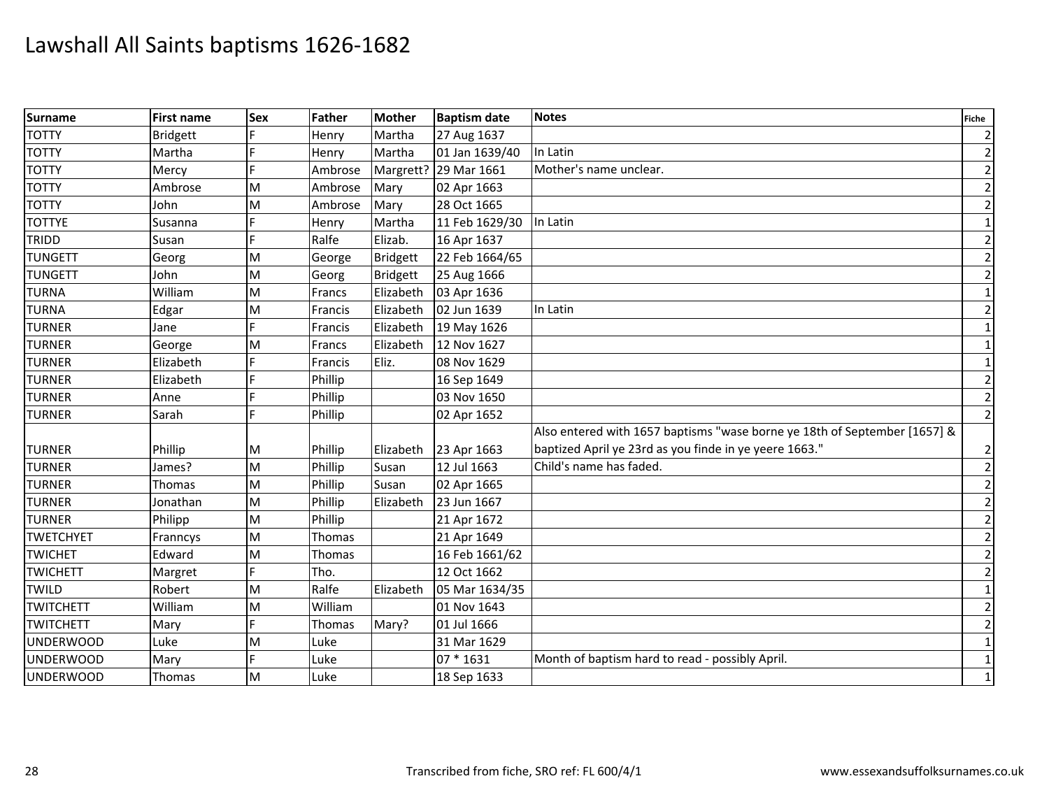# Lawshall All Saints baptisms 1626-1682

| Surname | First name | Sex | Father | Mother | Baptism date | Notes | Fiche |
|---|---|---|---|---|---|---|---|
| TOTTY | Bridgett | F | Henry | Martha | 27 Aug 1637 | | 2 |
| TOTTY | Martha | F | Henry | Martha | 01 Jan 1639/40 | In Latin | 2 |
| TOTTY | Mercy | F | Ambrose | Margrett? | 29 Mar 1661 | Mother's name unclear. | 2 |
| TOTTY | Ambrose | M | Ambrose | Mary | 02 Apr 1663 | | 2 |
| TOTTY | John | M | Ambrose | Mary | 28 Oct 1665 | | 2 |
| TOTTYE | Susanna | F | Henry | Martha | 11 Feb 1629/30 | In Latin | 1 |
| TRIDD | Susan | F | Ralfe | Elizab. | 16 Apr 1637 | | 2 |
| TUNGETT | Georg | M | George | Bridgett | 22 Feb 1664/65 | | 2 |
| TUNGETT | John | M | Georg | Bridgett | 25 Aug 1666 | | 2 |
| TURNA | William | M | Francs | Elizabeth | 03 Apr 1636 | | 1 |
| TURNA | Edgar | M | Francis | Elizabeth | 02 Jun 1639 | In Latin | 2 |
| TURNER | Jane | F | Francis | Elizabeth | 19 May 1626 | | 1 |
| TURNER | George | M | Francs | Elizabeth | 12 Nov 1627 | | 1 |
| TURNER | Elizabeth | F | Francis | Eliz. | 08 Nov 1629 | | 1 |
| TURNER | Elizabeth | F | Phillip | | 16 Sep 1649 | | 2 |
| TURNER | Anne | F | Phillip | | 03 Nov 1650 | | 2 |
| TURNER | Sarah | F | Phillip | | 02 Apr 1652 | | 2 |
| TURNER | Phillip | M | Phillip | Elizabeth | 23 Apr 1663 | Also entered with 1657 baptisms "wase borne ye 18th of September [1657] & baptized April ye 23rd as you finde in ye yeere 1663." | 2 |
| TURNER | James? | M | Phillip | Susan | 12 Jul 1663 | Child's name has faded. | 2 |
| TURNER | Thomas | M | Phillip | Susan | 02 Apr 1665 | | 2 |
| TURNER | Jonathan | M | Phillip | Elizabeth | 23 Jun 1667 | | 2 |
| TURNER | Philipp | M | Phillip | | 21 Apr 1672 | | 2 |
| TWETCHYET | Franncys | M | Thomas | | 21 Apr 1649 | | 2 |
| TWICHET | Edward | M | Thomas | | 16 Feb 1661/62 | | 2 |
| TWICHETT | Margret | F | Tho. | | 12 Oct 1662 | | 2 |
| TWILD | Robert | M | Ralfe | Elizabeth | 05 Mar 1634/35 | | 1 |
| TWITCHETT | William | M | William | | 01 Nov 1643 | | 2 |
| TWITCHETT | Mary | F | Thomas | Mary? | 01 Jul 1666 | | 2 |
| UNDERWOOD | Luke | M | Luke | | 31 Mar 1629 | | 1 |
| UNDERWOOD | Mary | F | Luke | | 07 * 1631 | Month of baptism hard to read - possibly April. | 1 |
| UNDERWOOD | Thomas | M | Luke | | 18 Sep 1633 | | 1 |

Transcribed from fiche, SRO ref: FL 600/4/1

www.essexandsuffolksurnames.co.uk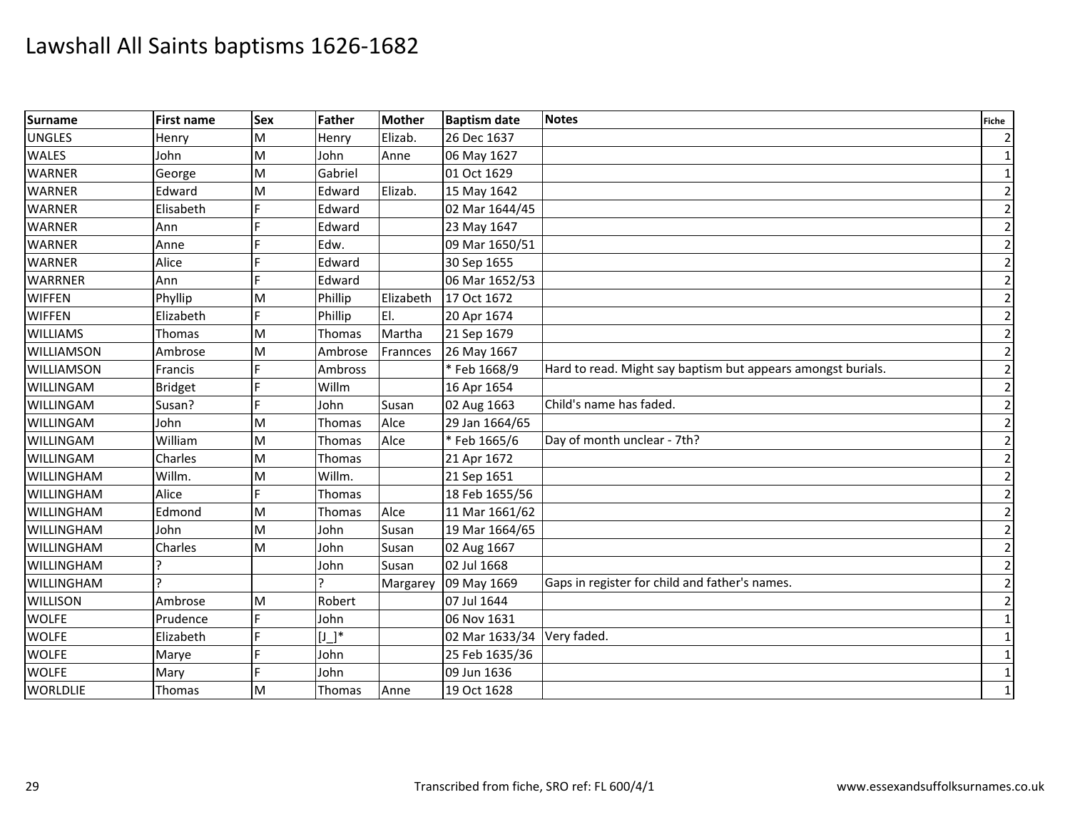# Lawshall All Saints baptisms 1626-1682

| Surname | First name | Sex | Father | Mother | Baptism date | Notes | Fiche |
|---|---|---|---|---|---|---|---|
| UNGLES | Henry | M | Henry | Elizab. | 26 Dec 1637 | | 2 |
| WALES | John | M | John | Anne | 06 May 1627 | | 1 |
| WARNER | George | M | Gabriel | | 01 Oct 1629 | | 1 |
| WARNER | Edward | M | Edward | Elizab. | 15 May 1642 | | 2 |
| WARNER | Elisabeth | F | Edward | | 02 Mar 1644/45 | | 2 |
| WARNER | Ann | F | Edward | | 23 May 1647 | | 2 |
| WARNER | Anne | F | Edw. | | 09 Mar 1650/51 | | 2 |
| WARNER | Alice | F | Edward | | 30 Sep 1655 | | 2 |
| WARRNER | Ann | F | Edward | | 06 Mar 1652/53 | | 2 |
| WIFFEN | Phyllip | M | Phillip | Elizabeth | 17 Oct 1672 | | 2 |
| WIFFEN | Elizabeth | F | Phillip | El. | 20 Apr 1674 | | 2 |
| WILLIAMS | Thomas | M | Thomas | Martha | 21 Sep 1679 | | 2 |
| WILLIAMSON | Ambrose | M | Ambrose | Frannces | 26 May 1667 | | 2 |
| WILLIAMSON | Francis | F | Ambross | | * Feb 1668/9 | Hard to read. Might say baptism but appears amongst burials. | 2 |
| WILLINGAM | Bridget | F | Willm | | 16 Apr 1654 | | 2 |
| WILLINGAM | Susan? | F | John | Susan | 02 Aug 1663 | Child's name has faded. | 2 |
| WILLINGAM | John | M | Thomas | Alce | 29 Jan 1664/65 | | 2 |
| WILLINGAM | William | M | Thomas | Alce | * Feb 1665/6 | Day of month unclear - 7th? | 2 |
| WILLINGAM | Charles | M | Thomas | | 21 Apr 1672 | | 2 |
| WILLINGHAM | Willm. | M | Willm. | | 21 Sep 1651 | | 2 |
| WILLINGHAM | Alice | F | Thomas | | 18 Feb 1655/56 | | 2 |
| WILLINGHAM | Edmond | M | Thomas | Alce | 11 Mar 1661/62 | | 2 |
| WILLINGHAM | John | M | John | Susan | 19 Mar 1664/65 | | 2 |
| WILLINGHAM | Charles | M | John | Susan | 02 Aug 1667 | | 2 |
| WILLINGHAM | ? | | John | Susan | 02 Jul 1668 | | 2 |
| WILLINGHAM | ? | | ? | Margarey | 09 May 1669 | Gaps in register for child and father's names. | 2 |
| WILLISON | Ambrose | M | Robert | | 07 Jul 1644 | | 2 |
| WOLFE | Prudence | F | John | | 06 Nov 1631 | | 1 |
| WOLFE | Elizabeth | F | [J_]* | | 02 Mar 1633/34 | Very faded. | 1 |
| WOLFE | Marye | F | John | | 25 Feb 1635/36 | | 1 |
| WOLFE | Mary | F | John | | 09 Jun 1636 | | 1 |
| WORLDLIE | Thomas | M | Thomas | Anne | 19 Oct 1628 | | 1 |

Transcribed from fiche, SRO ref: FL 600/4/1

www.essexandsuffolksurnames.co.uk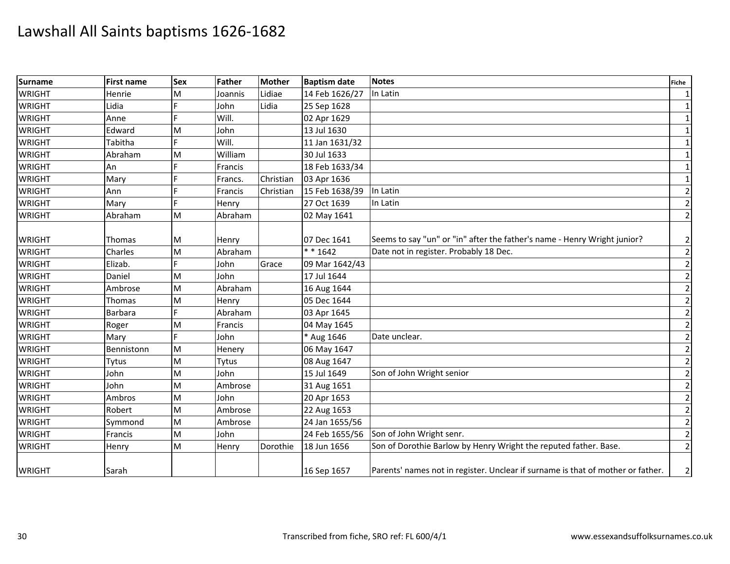# Lawshall All Saints baptisms 1626-1682

| Surname | First name | Sex | Father | Mother | Baptism date | Notes | Fiche |
|---|---|---|---|---|---|---|---|
| WRIGHT | Henrie | M | Joannis | Lidiae | 14 Feb 1626/27 | In Latin | 1 |
| WRIGHT | Lidia | F | John | Lidia | 25 Sep 1628 | | 1 |
| WRIGHT | Anne | F | Will. | | 02 Apr 1629 | | 1 |
| WRIGHT | Edward | M | John | | 13 Jul 1630 | | 1 |
| WRIGHT | Tabitha | F | Will. | | 11 Jan 1631/32 | | 1 |
| WRIGHT | Abraham | M | William | | 30 Jul 1633 | | 1 |
| WRIGHT | An | F | Francis | | 18 Feb 1633/34 | | 1 |
| WRIGHT | Mary | F | Francs. | Christian | 03 Apr 1636 | | 1 |
| WRIGHT | Ann | F | Francis | Christian | 15 Feb 1638/39 | In Latin | 2 |
| WRIGHT | Mary | F | Henry | | 27 Oct 1639 | In Latin | 2 |
| WRIGHT | Abraham | M | Abraham | | 02 May 1641 | | 2 |
| WRIGHT | Thomas | M | Henry | | 07 Dec 1641 | Seems to say "un" or "in" after the father's name - Henry Wright junior? | 2 |
| WRIGHT | Charles | M | Abraham | | * * 1642 | Date not in register. Probably 18 Dec. | 2 |
| WRIGHT | Elizab. | F | John | Grace | 09 Mar 1642/43 | | 2 |
| WRIGHT | Daniel | M | John | | 17 Jul 1644 | | 2 |
| WRIGHT | Ambrose | M | Abraham | | 16 Aug 1644 | | 2 |
| WRIGHT | Thomas | M | Henry | | 05 Dec 1644 | | 2 |
| WRIGHT | Barbara | F | Abraham | | 03 Apr 1645 | | 2 |
| WRIGHT | Roger | M | Francis | | 04 May 1645 | | 2 |
| WRIGHT | Mary | F | John | | * Aug 1646 | Date unclear. | 2 |
| WRIGHT | Bennistonn | M | Henery | | 06 May 1647 | | 2 |
| WRIGHT | Tytus | M | Tytus | | 08 Aug 1647 | | 2 |
| WRIGHT | John | M | John | | 15 Jul 1649 | Son of John Wright senior | 2 |
| WRIGHT | John | M | Ambrose | | 31 Aug 1651 | | 2 |
| WRIGHT | Ambros | M | John | | 20 Apr 1653 | | 2 |
| WRIGHT | Robert | M | Ambrose | | 22 Aug 1653 | | 2 |
| WRIGHT | Symmond | M | Ambrose | | 24 Jan 1655/56 | | 2 |
| WRIGHT | Francis | M | John | | 24 Feb 1655/56 | Son of John Wright senr. | 2 |
| WRIGHT | Henry | M | Henry | Dorothie | 18 Jun 1656 | Son of Dorothie Barlow by Henry Wright the reputed father. Base. | 2 |
| WRIGHT | Sarah | | | | 16 Sep 1657 | Parents' names not in register. Unclear if surname is that of mother or father. | 2 |

Transcribed from fiche, SRO ref: FL 600/4/1

www.essexandsuffolksurnames.co.uk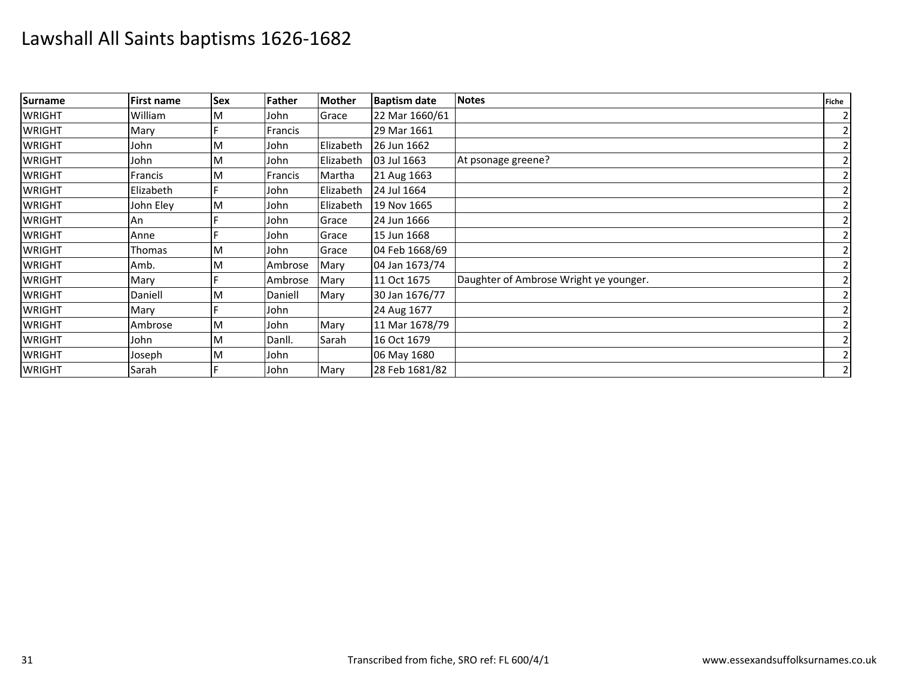# Lawshall All Saints baptisms 1626-1682

| Surname | First name | Sex | Father | Mother | Baptism date | Notes | Fiche |
|---|---|---|---|---|---|---|---|
| WRIGHT | William | M | John | Grace | 22 Mar 1660/61 | | 2 |
| WRIGHT | Mary | F | Francis | | 29 Mar 1661 | | 2 |
| WRIGHT | John | M | John | Elizabeth | 26 Jun 1662 | | 2 |
| WRIGHT | John | M | John | Elizabeth | 03 Jul 1663 | At psonage greene? | 2 |
| WRIGHT | Francis | M | Francis | Martha | 21 Aug 1663 | | 2 |
| WRIGHT | Elizabeth | F | John | Elizabeth | 24 Jul 1664 | | 2 |
| WRIGHT | John Eley | M | John | Elizabeth | 19 Nov 1665 | | 2 |
| WRIGHT | An | F | John | Grace | 24 Jun 1666 | | 2 |
| WRIGHT | Anne | F | John | Grace | 15 Jun 1668 | | 2 |
| WRIGHT | Thomas | M | John | Grace | 04 Feb 1668/69 | | 2 |
| WRIGHT | Amb. | M | Ambrose | Mary | 04 Jan 1673/74 | | 2 |
| WRIGHT | Mary | F | Ambrose | Mary | 11 Oct 1675 | Daughter of Ambrose Wright ye younger. | 2 |
| WRIGHT | Daniell | M | Daniell | Mary | 30 Jan 1676/77 | | 2 |
| WRIGHT | Mary | F | John | | 24 Aug 1677 | | 2 |
| WRIGHT | Ambrose | M | John | Mary | 11 Mar 1678/79 | | 2 |
| WRIGHT | John | M | Danll. | Sarah | 16 Oct 1679 | | 2 |
| WRIGHT | Joseph | M | John | | 06 May 1680 | | 2 |
| WRIGHT | Sarah | F | John | Mary | 28 Feb 1681/82 | | 2 |

Transcribed from fiche, SRO ref: FL 600/4/1

www.essexandsuffolksurnames.co.uk